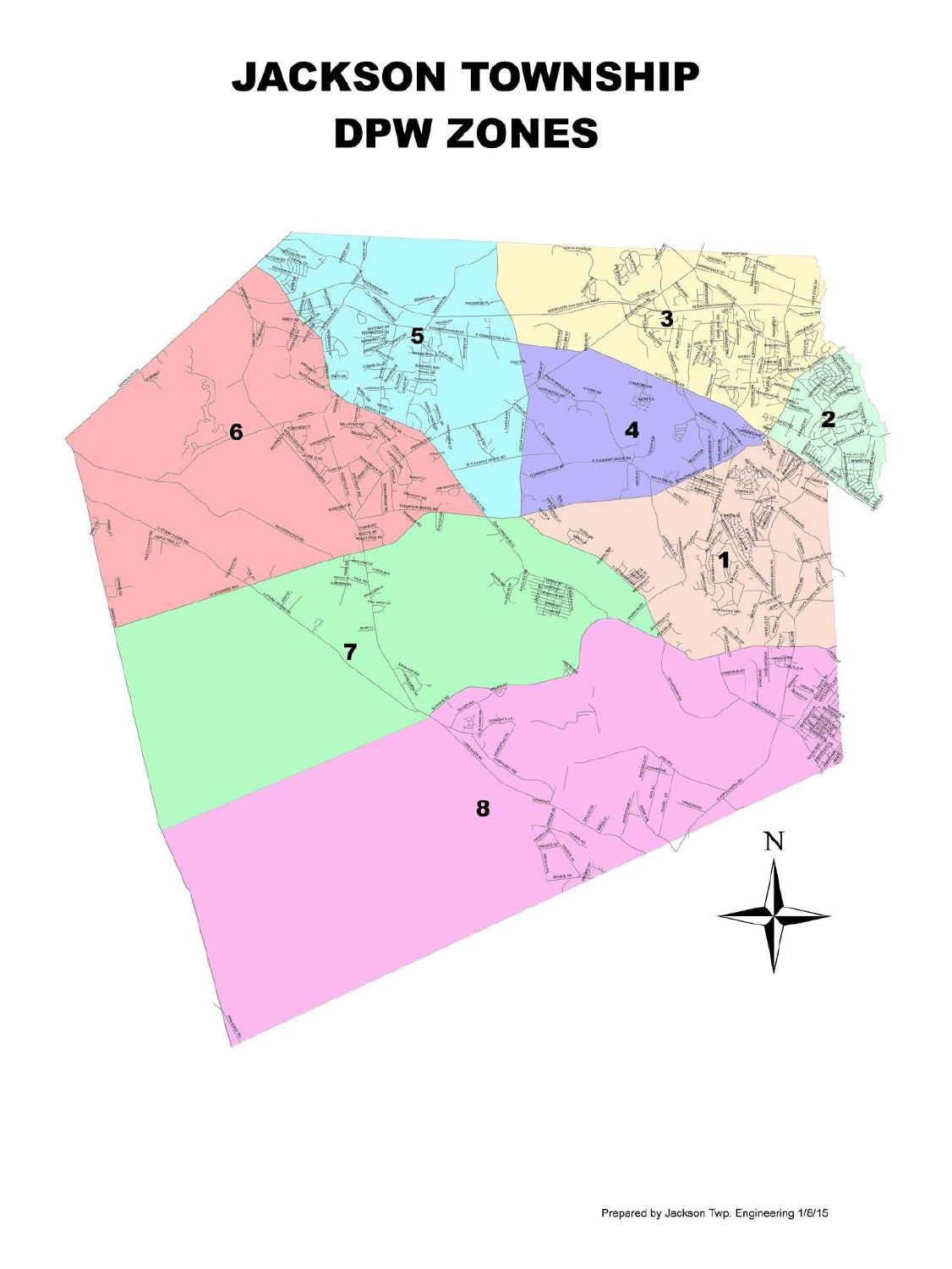# JACKSON TOWNSHIP DPW ZONES

Prepared by Jackson Twp. Engineering 1/6/15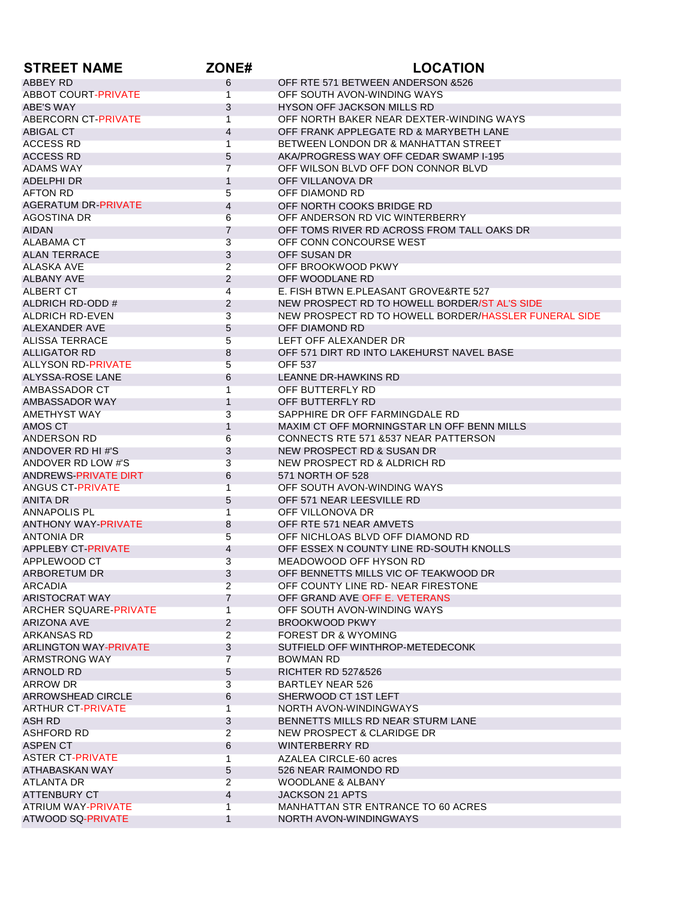| STREET NAME | ZONE# | LOCATION |
|---|---|---|
| ABBEY RD | 6 | OFF RTE 571 BETWEEN ANDERSON &526 |
| ABBOT COURT-PRIVATE | 1 | OFF SOUTH AVON-WINDING WAYS |
| ABE'S WAY | 3 | HYSON OFF JACKSON MILLS RD |
| ABERCORN CT-PRIVATE | 1 | OFF NORTH BAKER NEAR DEXTER-WINDING WAYS |
| ABIGAL CT | 4 | OFF FRANK APPLEGATE RD & MARYBETH LANE |
| ACCESS RD | 1 | BETWEEN LONDON DR & MANHATTAN STREET |
| ACCESS RD | 5 | AKA/PROGRESS WAY OFF CEDAR SWAMP I-195 |
| ADAMS WAY | 7 | OFF WILSON BLVD OFF DON CONNOR BLVD |
| ADELPHI DR | 1 | OFF VILLANOVA DR |
| AFTON RD | 5 | OFF DIAMOND RD |
| AGERATUM DR-PRIVATE | 4 | OFF NORTH COOKS BRIDGE RD |
| AGOSTINA DR | 6 | OFF ANDERSON RD VIC WINTERBERRY |
| AIDAN | 7 | OFF TOMS RIVER RD ACROSS FROM TALL OAKS DR |
| ALABAMA CT | 3 | OFF CONN CONCOURSE WEST |
| ALAN TERRACE | 3 | OFF SUSAN DR |
| ALASKA AVE | 2 | OFF BROOKWOOD PKWY |
| ALBANY AVE | 2 | OFF WOODLANE RD |
| ALBERT CT | 4 | E. FISH BTWN E.PLEASANT GROVE&RTE 527 |
| ALDRICH RD-ODD # | 2 | NEW PROSPECT RD TO HOWELL BORDER/ST AL'S SIDE |
| ALDRICH RD-EVEN | 3 | NEW PROSPECT RD TO HOWELL BORDER/HASSLER FUNERAL SIDE |
| ALEXANDER AVE | 5 | OFF DIAMOND RD |
| ALISSA TERRACE | 5 | LEFT OFF ALEXANDER DR |
| ALLIGATOR RD | 8 | OFF 571 DIRT RD INTO LAKEHURST NAVEL BASE |
| ALLYSON RD-PRIVATE | 5 | OFF 537 |
| ALYSSA-ROSE LANE | 6 | LEANNE DR-HAWKINS RD |
| AMBASSADOR CT | 1 | OFF BUTTERFLY RD |
| AMBASSADOR WAY | 1 | OFF BUTTERFLY RD |
| AMETHYST WAY | 3 | SAPPHIRE DR OFF FARMINGDALE RD |
| AMOS CT | 1 | MAXIM CT OFF MORNINGSTAR LN OFF BENN MILLS |
| ANDERSON RD | 6 | CONNECTS RTE 571 &537 NEAR PATTERSON |
| ANDOVER RD HI #'S | 3 | NEW PROSPECT RD & SUSAN DR |
| ANDOVER RD LOW #'S | 3 | NEW PROSPECT RD & ALDRICH RD |
| ANDREWS-PRIVATE DIRT | 6 | 571 NORTH OF 528 |
| ANGUS CT-PRIVATE | 1 | OFF SOUTH AVON-WINDING WAYS |
| ANITA DR | 5 | OFF 571 NEAR LEESVILLE RD |
| ANNAPOLIS PL | 1 | OFF VILLONOVA DR |
| ANTHONY WAY-PRIVATE | 8 | OFF RTE 571 NEAR AMVETS |
| ANTONIA DR | 5 | OFF NICHLOAS BLVD OFF DIAMOND RD |
| APPLEBY CT-PRIVATE | 4 | OFF ESSEX N COUNTY LINE RD-SOUTH KNOLLS |
| APPLEWOOD CT | 3 | MEADOWOOD OFF HYSON RD |
| ARBORETUM DR | 3 | OFF BENNETTS MILLS VIC OF TEAKWOOD DR |
| ARCADIA | 2 | OFF COUNTY LINE RD- NEAR FIRESTONE |
| ARISTOCRAT WAY | 7 | OFF GRAND AVE OFF E. VETERANS |
| ARCHER SQUARE-PRIVATE | 1 | OFF SOUTH AVON-WINDING WAYS |
| ARIZONA AVE | 2 | BROOKWOOD PKWY |
| ARKANSAS RD | 2 | FOREST DR & WYOMING |
| ARLINGTON WAY-PRIVATE | 3 | SUTFIELD OFF WINTHROP-METEDECONK |
| ARMSTRONG WAY | 7 | BOWMAN RD |
| ARNOLD RD | 5 | RICHTER RD 527&526 |
| ARROW DR | 3 | BARTLEY NEAR 526 |
| ARROWSHEAD CIRCLE | 6 | SHERWOOD CT 1ST LEFT |
| ARTHUR CT-PRIVATE | 1 | NORTH AVON-WINDINGWAYS |
| ASH RD | 3 | BENNETTS MILLS RD NEAR STURM LANE |
| ASHFORD RD | 2 | NEW PROSPECT & CLARIDGE DR |
| ASPEN CT | 6 | WINTERBERRY RD |
| ASTER CT-PRIVATE | 1 | AZALEA CIRCLE-60 acres |
| ATHABASKAN WAY | 5 | 526 NEAR RAIMONDO RD |
| ATLANTA DR | 2 | WOODLANE & ALBANY |
| ATTENBURY CT | 4 | JACKSON 21 APTS |
| ATRIUM WAY-PRIVATE | 1 | MANHATTAN STR ENTRANCE TO 60 ACRES |
| ATWOOD SQ-PRIVATE | 1 | NORTH AVON-WINDINGWAYS |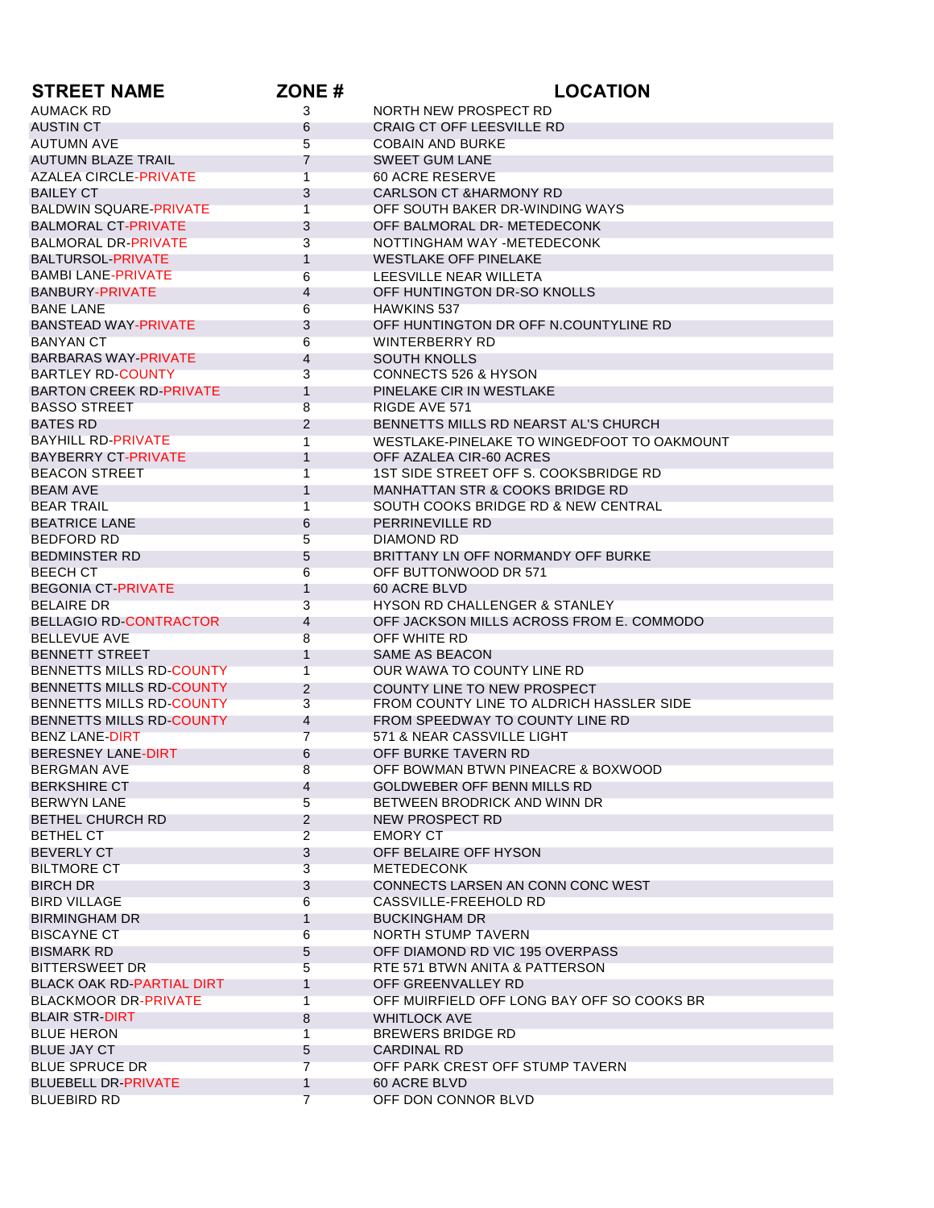| STREET NAME | ZONE # | LOCATION |
|---|---|---|
| AUMACK RD | 3 | NORTH NEW PROSPECT RD |
| AUSTIN CT | 6 | CRAIG CT OFF LEESVILLE RD |
| AUTUMN AVE | 5 | COBAIN AND BURKE |
| AUTUMN BLAZE TRAIL | 7 | SWEET GUM LANE |
| AZALEA CIRCLE-PRIVATE | 1 | 60 ACRE RESERVE |
| BAILEY CT | 3 | CARLSON CT &HARMONY RD |
| BALDWIN SQUARE-PRIVATE | 1 | OFF SOUTH BAKER DR-WINDING WAYS |
| BALMORAL CT-PRIVATE | 3 | OFF BALMORAL DR- METEDECONK |
| BALMORAL DR-PRIVATE | 3 | NOTTINGHAM WAY -METEDECONK |
| BALTURSOL-PRIVATE | 1 | WESTLAKE OFF PINELAKE |
| BAMBI LANE-PRIVATE | 6 | LEESVILLE NEAR WILLETA |
| BANBURY-PRIVATE | 4 | OFF HUNTINGTON DR-SO KNOLLS |
| BANE LANE | 6 | HAWKINS 537 |
| BANSTEAD WAY-PRIVATE | 3 | OFF HUNTINGTON DR OFF N.COUNTYLINE RD |
| BANYAN CT | 6 | WINTERBERRY RD |
| BARBARAS WAY-PRIVATE | 4 | SOUTH KNOLLS |
| BARTLEY RD-COUNTY | 3 | CONNECTS 526 & HYSON |
| BARTON CREEK RD-PRIVATE | 1 | PINELAKE CIR IN WESTLAKE |
| BASSO STREET | 8 | RIGDE AVE 571 |
| BATES RD | 2 | BENNETTS MILLS RD NEARST AL'S CHURCH |
| BAYHILL RD-PRIVATE | 1 | WESTLAKE-PINELAKE TO WINGEDFOOT TO OAKMOUNT |
| BAYBERRY CT-PRIVATE | 1 | OFF AZALEA CIR-60 ACRES |
| BEACON STREET | 1 | 1ST SIDE STREET OFF S. COOKSBRIDGE RD |
| BEAM AVE | 1 | MANHATTAN STR & COOKS BRIDGE RD |
| BEAR TRAIL | 1 | SOUTH COOKS BRIDGE RD & NEW CENTRAL |
| BEATRICE LANE | 6 | PERRINEVILLE RD |
| BEDFORD RD | 5 | DIAMOND RD |
| BEDMINSTER RD | 5 | BRITTANY LN OFF NORMANDY OFF BURKE |
| BEECH CT | 6 | OFF BUTTONWOOD DR 571 |
| BEGONIA CT-PRIVATE | 1 | 60 ACRE BLVD |
| BELAIRE DR | 3 | HYSON RD CHALLENGER & STANLEY |
| BELLAGIO RD-CONTRACTOR | 4 | OFF JACKSON MILLS ACROSS FROM E. COMMODO |
| BELLEVUE AVE | 8 | OFF WHITE RD |
| BENNETT STREET | 1 | SAME AS BEACON |
| BENNETTS MILLS RD-COUNTY | 1 | OUR WAWA TO COUNTY LINE RD |
| BENNETTS MILLS RD-COUNTY | 2 | COUNTY LINE TO NEW PROSPECT |
| BENNETTS MILLS RD-COUNTY | 3 | FROM COUNTY LINE TO ALDRICH HASSLER SIDE |
| BENNETTS MILLS RD-COUNTY | 4 | FROM SPEEDWAY TO COUNTY LINE RD |
| BENZ LANE-DIRT | 7 | 571 & NEAR CASSVILLE LIGHT |
| BERESNEY LANE-DIRT | 6 | OFF BURKE TAVERN RD |
| BERGMAN AVE | 8 | OFF BOWMAN BTWN PINEACRE & BOXWOOD |
| BERKSHIRE CT | 4 | GOLDWEBER OFF BENN MILLS RD |
| BERWYN LANE | 5 | BETWEEN BRODRICK AND WINN DR |
| BETHEL CHURCH RD | 2 | NEW PROSPECT RD |
| BETHEL CT | 2 | EMORY CT |
| BEVERLY CT | 3 | OFF BELAIRE OFF HYSON |
| BILTMORE CT | 3 | METEDECONK |
| BIRCH DR | 3 | CONNECTS LARSEN AN CONN CONC WEST |
| BIRD VILLAGE | 6 | CASSVILLE-FREEHOLD RD |
| BIRMINGHAM DR | 1 | BUCKINGHAM DR |
| BISCAYNE CT | 6 | NORTH STUMP TAVERN |
| BISMARK RD | 5 | OFF DIAMOND RD VIC 195 OVERPASS |
| BITTERSWEET DR | 5 | RTE 571 BTWN ANITA & PATTERSON |
| BLACK OAK RD-PARTIAL DIRT | 1 | OFF GREENVALLEY RD |
| BLACKMOOR DR-PRIVATE | 1 | OFF MUIRFIELD OFF LONG BAY OFF SO COOKS BR |
| BLAIR STR-DIRT | 8 | WHITLOCK AVE |
| BLUE HERON | 1 | BREWERS BRIDGE RD |
| BLUE JAY CT | 5 | CARDINAL RD |
| BLUE SPRUCE DR | 7 | OFF PARK CREST OFF STUMP TAVERN |
| BLUEBELL DR-PRIVATE | 1 | 60 ACRE BLVD |
| BLUEBIRD RD | 7 | OFF DON CONNOR BLVD |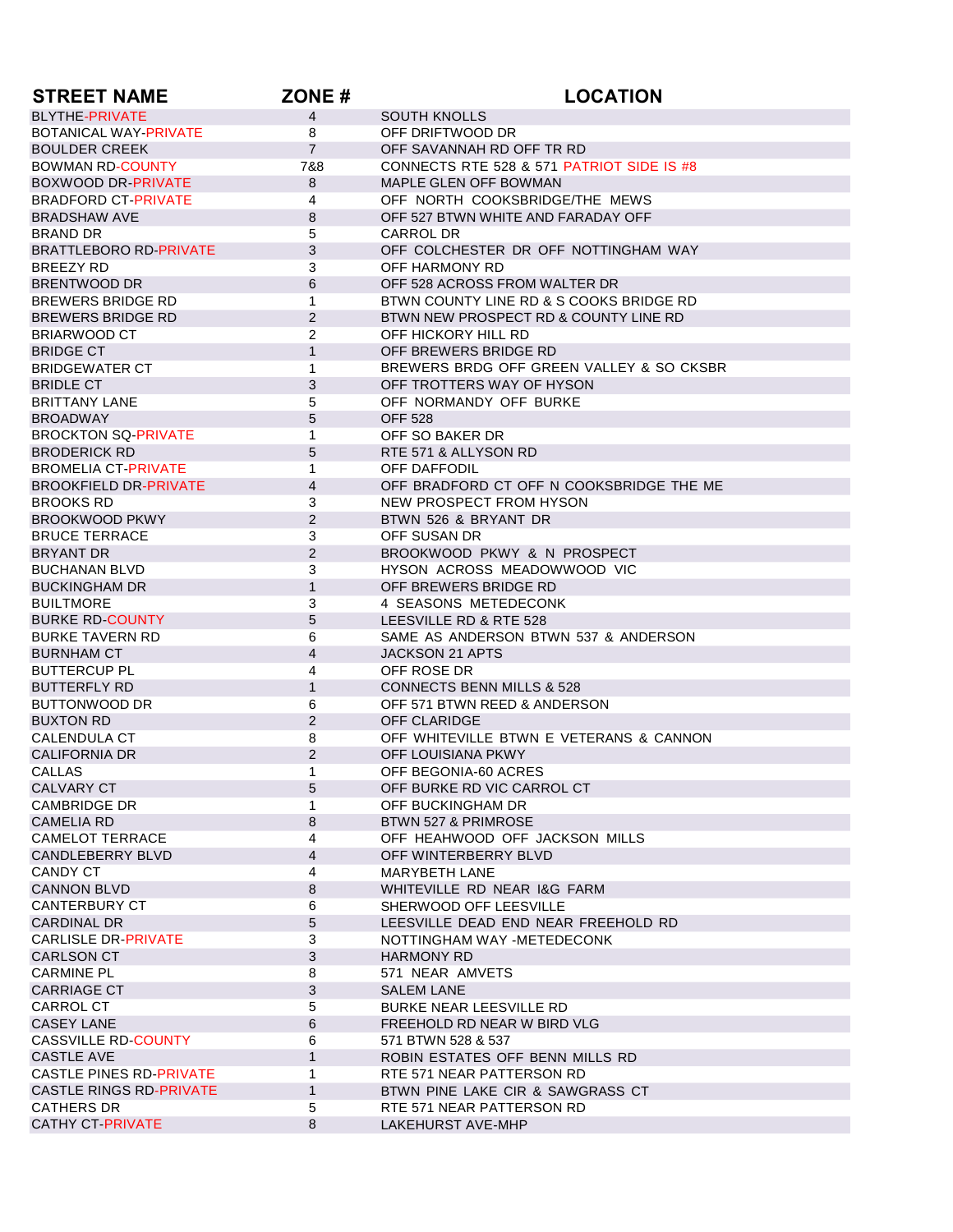| STREET NAME | ZONE # | LOCATION |
|---|---|---|
| BLYTHE-PRIVATE | 4 | SOUTH KNOLLS |
| BOTANICAL WAY-PRIVATE | 8 | OFF DRIFTWOOD DR |
| BOULDER CREEK | 7 | OFF SAVANNAH RD OFF TR RD |
| BOWMAN RD-COUNTY | 7&8 | CONNECTS RTE 528 & 571 PATRIOT SIDE IS #8 |
| BOXWOOD DR-PRIVATE | 8 | MAPLE GLEN OFF BOWMAN |
| BRADFORD CT-PRIVATE | 4 | OFF NORTH COOKSBRIDGE/THE MEWS |
| BRADSHAW AVE | 8 | OFF 527 BTWN WHITE AND FARADAY OFF |
| BRAND DR | 5 | CARROL DR |
| BRATTLEBORO RD-PRIVATE | 3 | OFF COLCHESTER DR OFF NOTTINGHAM WAY |
| BREEZY RD | 3 | OFF HARMONY RD |
| BRENTWOOD DR | 6 | OFF 528 ACROSS FROM WALTER DR |
| BREWERS BRIDGE RD | 1 | BTWN COUNTY LINE RD & S COOKS BRIDGE RD |
| BREWERS BRIDGE RD | 2 | BTWN NEW PROSPECT RD & COUNTY LINE RD |
| BRIARWOOD CT | 2 | OFF HICKORY HILL RD |
| BRIDGE CT | 1 | OFF BREWERS BRIDGE RD |
| BRIDGEWATER CT | 1 | BREWERS BRDG OFF GREEN VALLEY & SO CKSBR |
| BRIDLE CT | 3 | OFF TROTTERS WAY OF HYSON |
| BRITTANY LANE | 5 | OFF NORMANDY OFF BURKE |
| BROADWAY | 5 | OFF 528 |
| BROCKTON SQ-PRIVATE | 1 | OFF SO BAKER DR |
| BRODERICK RD | 5 | RTE 571 & ALLYSON RD |
| BROMELIA CT-PRIVATE | 1 | OFF DAFFODIL |
| BROOKFIELD DR-PRIVATE | 4 | OFF BRADFORD CT OFF N COOKSBRIDGE THE ME |
| BROOKS RD | 3 | NEW PROSPECT FROM HYSON |
| BROOKWOOD PKWY | 2 | BTWN 526 & BRYANT DR |
| BRUCE TERRACE | 3 | OFF SUSAN DR |
| BRYANT DR | 2 | BROOKWOOD PKWY & N PROSPECT |
| BUCHANAN BLVD | 3 | HYSON ACROSS MEADOWWOOD VIC |
| BUCKINGHAM DR | 1 | OFF BREWERS BRIDGE RD |
| BUILTMORE | 3 | 4 SEASONS METEDECONK |
| BURKE RD-COUNTY | 5 | LEESVILLE RD & RTE 528 |
| BURKE TAVERN RD | 6 | SAME AS ANDERSON BTWN 537 & ANDERSON |
| BURNHAM CT | 4 | JACKSON 21 APTS |
| BUTTERCUP PL | 4 | OFF ROSE DR |
| BUTTERFLY RD | 1 | CONNECTS BENN MILLS & 528 |
| BUTTONWOOD DR | 6 | OFF 571 BTWN REED & ANDERSON |
| BUXTON RD | 2 | OFF CLARIDGE |
| CALENDULA CT | 8 | OFF WHITEVILLE BTWN E VETERANS & CANNON |
| CALIFORNIA DR | 2 | OFF LOUISIANA PKWY |
| CALLAS | 1 | OFF BEGONIA-60 ACRES |
| CALVARY CT | 5 | OFF BURKE RD VIC CARROL CT |
| CAMBRIDGE DR | 1 | OFF BUCKINGHAM DR |
| CAMELIA RD | 8 | BTWN 527 & PRIMROSE |
| CAMELOT TERRACE | 4 | OFF HEAHWOOD OFF JACKSON MILLS |
| CANDLEBERRY BLVD | 4 | OFF WINTERBERRY BLVD |
| CANDY CT | 4 | MARYBETH LANE |
| CANNON BLVD | 8 | WHITEVILLE RD NEAR I&G FARM |
| CANTERBURY CT | 6 | SHERWOOD OFF LEESVILLE |
| CARDINAL DR | 5 | LEESVILLE DEAD END NEAR FREEHOLD RD |
| CARLISLE DR-PRIVATE | 3 | NOTTINGHAM WAY -METEDECONK |
| CARLSON CT | 3 | HARMONY RD |
| CARMINE PL | 8 | 571 NEAR AMVETS |
| CARRIAGE CT | 3 | SALEM LANE |
| CARROL CT | 5 | BURKE NEAR LEESVILLE RD |
| CASEY LANE | 6 | FREEHOLD RD NEAR W BIRD VLG |
| CASSVILLE RD-COUNTY | 6 | 571 BTWN 528 & 537 |
| CASTLE AVE | 1 | ROBIN ESTATES OFF BENN MILLS RD |
| CASTLE PINES RD-PRIVATE | 1 | RTE 571 NEAR PATTERSON RD |
| CASTLE RINGS RD-PRIVATE | 1 | BTWN PINE LAKE CIR & SAWGRASS CT |
| CATHERS DR | 5 | RTE 571 NEAR PATTERSON RD |
| CATHY CT-PRIVATE | 8 | LAKEHURST AVE-MHP |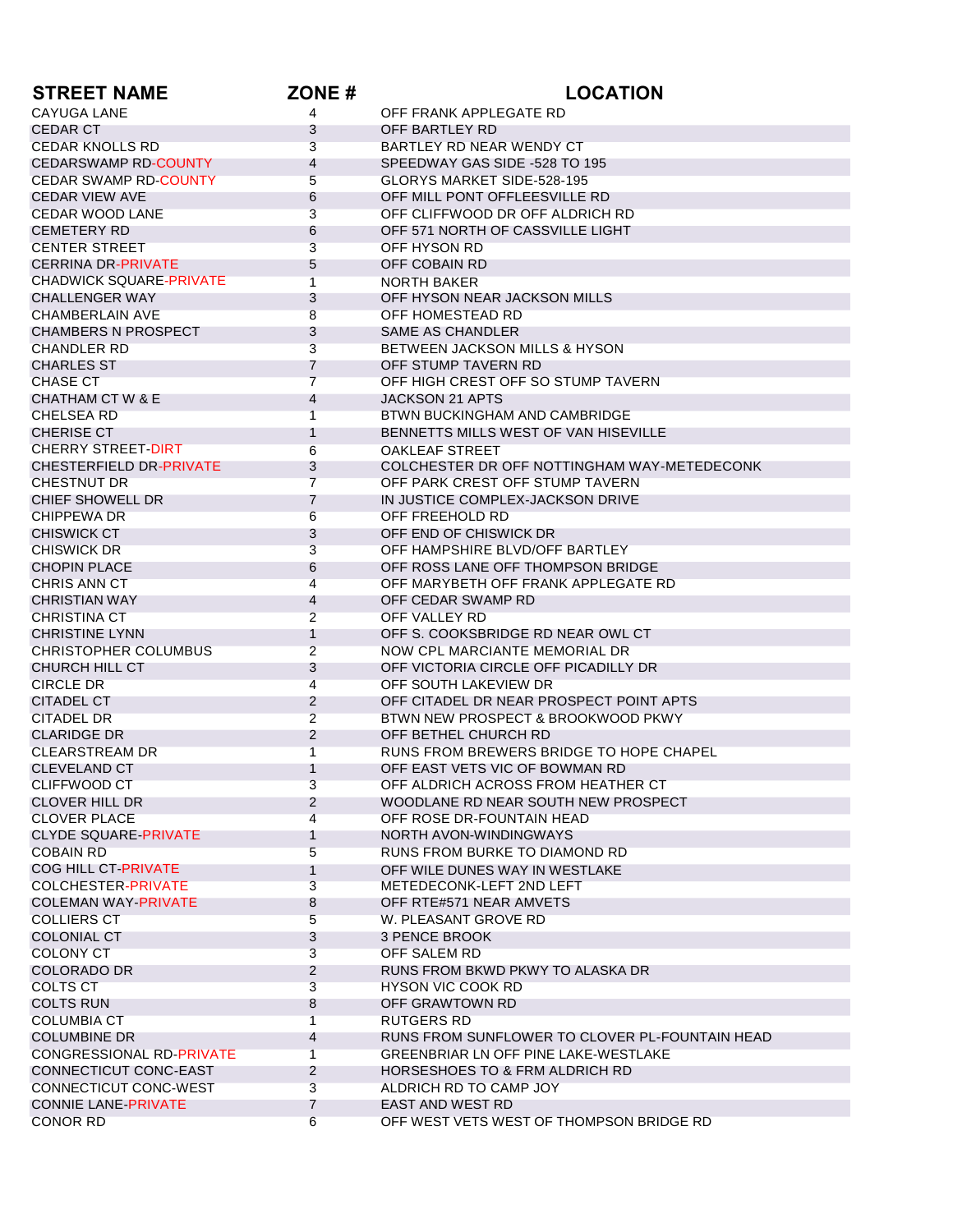| STREET NAME | ZONE # | LOCATION |
|---|---|---|
| CAYUGA LANE | 4 | OFF FRANK APPLEGATE RD |
| CEDAR CT | 3 | OFF BARTLEY RD |
| CEDAR KNOLLS RD | 3 | BARTLEY RD NEAR WENDY CT |
| CEDARSWAMP RD-COUNTY | 4 | SPEEDWAY GAS SIDE -528 TO 195 |
| CEDAR SWAMP RD-COUNTY | 5 | GLORYS MARKET SIDE-528-195 |
| CEDAR VIEW AVE | 6 | OFF MILL PONT OFFLEESVILLE RD |
| CEDAR WOOD LANE | 3 | OFF CLIFFWOOD DR OFF ALDRICH RD |
| CEMETERY RD | 6 | OFF 571 NORTH OF CASSVILLE LIGHT |
| CENTER STREET | 3 | OFF HYSON RD |
| CERRINA DR-PRIVATE | 5 | OFF COBAIN RD |
| CHADWICK SQUARE-PRIVATE | 1 | NORTH BAKER |
| CHALLENGER WAY | 3 | OFF HYSON NEAR JACKSON MILLS |
| CHAMBERLAIN AVE | 8 | OFF HOMESTEAD RD |
| CHAMBERS N PROSPECT | 3 | SAME AS CHANDLER |
| CHANDLER RD | 3 | BETWEEN JACKSON MILLS & HYSON |
| CHARLES ST | 7 | OFF STUMP TAVERN RD |
| CHASE CT | 7 | OFF HIGH CREST OFF SO STUMP TAVERN |
| CHATHAM CT W & E | 4 | JACKSON 21 APTS |
| CHELSEA RD | 1 | BTWN BUCKINGHAM AND CAMBRIDGE |
| CHERISE CT | 1 | BENNETTS MILLS WEST OF VAN HISEVILLE |
| CHERRY STREET-DIRT | 6 | OAKLEAF STREET |
| CHESTERFIELD DR-PRIVATE | 3 | COLCHESTER DR OFF NOTTINGHAM WAY-METEDECONK |
| CHESTNUT DR | 7 | OFF PARK CREST OFF STUMP TAVERN |
| CHIEF SHOWELL DR | 7 | IN JUSTICE COMPLEX-JACKSON DRIVE |
| CHIPPEWA DR | 6 | OFF FREEHOLD RD |
| CHISWICK CT | 3 | OFF END OF CHISWICK DR |
| CHISWICK DR | 3 | OFF HAMPSHIRE BLVD/OFF BARTLEY |
| CHOPIN PLACE | 6 | OFF ROSS LANE OFF THOMPSON BRIDGE |
| CHRIS ANN CT | 4 | OFF MARYBETH OFF FRANK APPLEGATE RD |
| CHRISTIAN WAY | 4 | OFF CEDAR SWAMP RD |
| CHRISTINA CT | 2 | OFF VALLEY RD |
| CHRISTINE LYNN | 1 | OFF S. COOKSBRIDGE RD NEAR OWL CT |
| CHRISTOPHER COLUMBUS | 2 | NOW CPL MARCIANTE MEMORIAL DR |
| CHURCH HILL CT | 3 | OFF VICTORIA CIRCLE OFF PICADILLY DR |
| CIRCLE DR | 4 | OFF SOUTH LAKEVIEW DR |
| CITADEL CT | 2 | OFF CITADEL DR NEAR PROSPECT POINT APTS |
| CITADEL DR | 2 | BTWN NEW PROSPECT & BROOKWOOD PKWY |
| CLARIDGE DR | 2 | OFF BETHEL CHURCH RD |
| CLEARSTREAM DR | 1 | RUNS FROM BREWERS BRIDGE TO HOPE CHAPEL |
| CLEVELAND CT | 1 | OFF EAST VETS VIC OF BOWMAN RD |
| CLIFFWOOD CT | 3 | OFF ALDRICH ACROSS FROM HEATHER CT |
| CLOVER HILL DR | 2 | WOODLANE RD NEAR SOUTH NEW PROSPECT |
| CLOVER PLACE | 4 | OFF ROSE DR-FOUNTAIN HEAD |
| CLYDE SQUARE-PRIVATE | 1 | NORTH AVON-WINDINGWAYS |
| COBAIN RD | 5 | RUNS FROM BURKE TO DIAMOND RD |
| COG HILL CT-PRIVATE | 1 | OFF WILE DUNES WAY IN WESTLAKE |
| COLCHESTER-PRIVATE | 3 | METEDECONK-LEFT 2ND LEFT |
| COLEMAN WAY-PRIVATE | 8 | OFF RTE#571 NEAR AMVETS |
| COLLIERS CT | 5 | W. PLEASANT GROVE RD |
| COLONIAL CT | 3 | 3 PENCE BROOK |
| COLONY CT | 3 | OFF SALEM RD |
| COLORADO DR | 2 | RUNS FROM BKWD PKWY TO ALASKA DR |
| COLTS CT | 3 | HYSON VIC COOK RD |
| COLTS RUN | 8 | OFF GRAWTOWN RD |
| COLUMBIA CT | 1 | RUTGERS RD |
| COLUMBINE DR | 4 | RUNS FROM SUNFLOWER TO CLOVER PL-FOUNTAIN HEAD |
| CONGRESSIONAL RD-PRIVATE | 1 | GREENBRIAR LN OFF PINE LAKE-WESTLAKE |
| CONNECTICUT CONC-EAST | 2 | HORSESHOES TO & FRM ALDRICH RD |
| CONNECTICUT CONC-WEST | 3 | ALDRICH RD TO CAMP JOY |
| CONNIE LANE-PRIVATE | 7 | EAST AND WEST RD |
| CONOR RD | 6 | OFF WEST VETS WEST OF THOMPSON BRIDGE RD |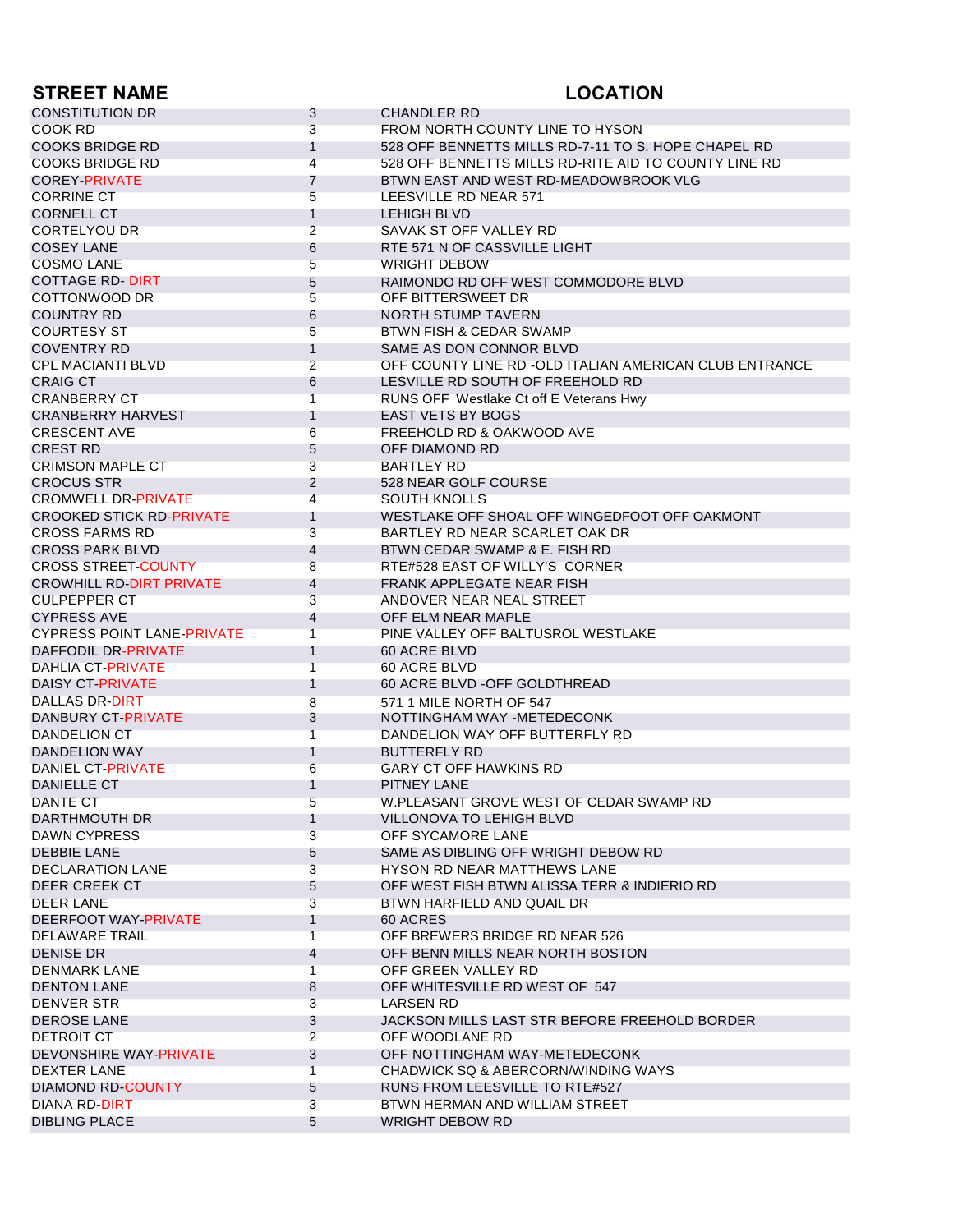| STREET NAME | | LOCATION |
|---|---|---|
| CONSTITUTION DR | 3 | CHANDLER RD |
| COOK RD | 3 | FROM NORTH COUNTY LINE TO HYSON |
| COOKS BRIDGE RD | 1 | 528 OFF BENNETTS MILLS RD-7-11 TO S. HOPE CHAPEL RD |
| COOKS BRIDGE RD | 4 | 528 OFF BENNETTS MILLS RD-RITE AID TO COUNTY LINE RD |
| COREY-PRIVATE | 7 | BTWN EAST AND WEST RD-MEADOWBROOK VLG |
| CORRINE CT | 5 | LEESVILLE RD NEAR 571 |
| CORNELL CT | 1 | LEHIGH BLVD |
| CORTELYOU DR | 2 | SAVAK ST OFF VALLEY RD |
| COSEY LANE | 6 | RTE 571 N OF CASSVILLE LIGHT |
| COSMO LANE | 5 | WRIGHT DEBOW |
| COTTAGE RD- DIRT | 5 | RAIMONDO RD OFF WEST COMMODORE BLVD |
| COTTONWOOD DR | 5 | OFF BITTERSWEET DR |
| COUNTRY RD | 6 | NORTH STUMP TAVERN |
| COURTESY ST | 5 | BTWN FISH & CEDAR SWAMP |
| COVENTRY RD | 1 | SAME AS DON CONNOR BLVD |
| CPL MACIANTI BLVD | 2 | OFF COUNTY LINE RD -OLD ITALIAN AMERICAN CLUB ENTRANCE |
| CRAIG CT | 6 | LESVILLE RD SOUTH OF FREEHOLD RD |
| CRANBERRY CT | 1 | RUNS OFF Westlake Ct off E Veterans Hwy |
| CRANBERRY HARVEST | 1 | EAST VETS BY BOGS |
| CRESCENT AVE | 6 | FREEHOLD RD & OAKWOOD AVE |
| CREST RD | 5 | OFF DIAMOND RD |
| CRIMSON MAPLE CT | 3 | BARTLEY RD |
| CROCUS STR | 2 | 528 NEAR GOLF COURSE |
| CROMWELL DR-PRIVATE | 4 | SOUTH KNOLLS |
| CROOKED STICK RD-PRIVATE | 1 | WESTLAKE OFF SHOAL OFF WINGEDFOOT OFF OAKMONT |
| CROSS FARMS RD | 3 | BARTLEY RD NEAR SCARLET OAK DR |
| CROSS PARK BLVD | 4 | BTWN CEDAR SWAMP & E. FISH RD |
| CROSS STREET-COUNTY | 8 | RTE#528 EAST OF WILLY'S CORNER |
| CROWHILL RD-DIRT PRIVATE | 4 | FRANK APPLEGATE NEAR FISH |
| CULPEPPER CT | 3 | ANDOVER NEAR NEAL STREET |
| CYPRESS AVE | 4 | OFF ELM NEAR MAPLE |
| CYPRESS POINT LANE-PRIVATE | 1 | PINE VALLEY OFF BALTUSROL WESTLAKE |
| DAFFODIL DR-PRIVATE | 1 | 60 ACRE BLVD |
| DAHLIA CT-PRIVATE | 1 | 60 ACRE BLVD |
| DAISY CT-PRIVATE | 1 | 60 ACRE BLVD -OFF GOLDTHREAD |
| DALLAS DR-DIRT | 8 | 571 1 MILE NORTH OF 547 |
| DANBURY CT-PRIVATE | 3 | NOTTINGHAM WAY -METEDECONK |
| DANDELION CT | 1 | DANDELION WAY OFF BUTTERFLY RD |
| DANDELION WAY | 1 | BUTTERFLY RD |
| DANIEL CT-PRIVATE | 6 | GARY CT OFF HAWKINS RD |
| DANIELLE CT | 1 | PITNEY LANE |
| DANTE CT | 5 | W.PLEASANT GROVE WEST OF CEDAR SWAMP RD |
| DARTHMOUTH DR | 1 | VILLONOVA TO LEHIGH BLVD |
| DAWN CYPRESS | 3 | OFF SYCAMORE LANE |
| DEBBIE LANE | 5 | SAME AS DIBLING OFF WRIGHT DEBOW RD |
| DECLARATION LANE | 3 | HYSON RD NEAR MATTHEWS LANE |
| DEER CREEK CT | 5 | OFF WEST FISH BTWN ALISSA TERR & INDIERIO RD |
| DEER LANE | 3 | BTWN HARFIELD AND QUAIL DR |
| DEERFOOT WAY-PRIVATE | 1 | 60 ACRES |
| DELAWARE TRAIL | 1 | OFF BREWERS BRIDGE RD NEAR 526 |
| DENISE DR | 4 | OFF BENN MILLS NEAR NORTH BOSTON |
| DENMARK LANE | 1 | OFF GREEN VALLEY RD |
| DENTON LANE | 8 | OFF WHITESVILLE RD WEST OF 547 |
| DENVER STR | 3 | LARSEN RD |
| DEROSE LANE | 3 | JACKSON MILLS LAST STR BEFORE FREEHOLD BORDER |
| DETROIT CT | 2 | OFF WOODLANE RD |
| DEVONSHIRE WAY-PRIVATE | 3 | OFF NOTTINGHAM WAY-METEDECONK |
| DEXTER LANE | 1 | CHADWICK SQ & ABERCORN/WINDING WAYS |
| DIAMOND RD-COUNTY | 5 | RUNS FROM LEESVILLE TO RTE#527 |
| DIANA RD-DIRT | 3 | BTWN HERMAN AND WILLIAM STREET |
| DIBLING PLACE | 5 | WRIGHT DEBOW RD |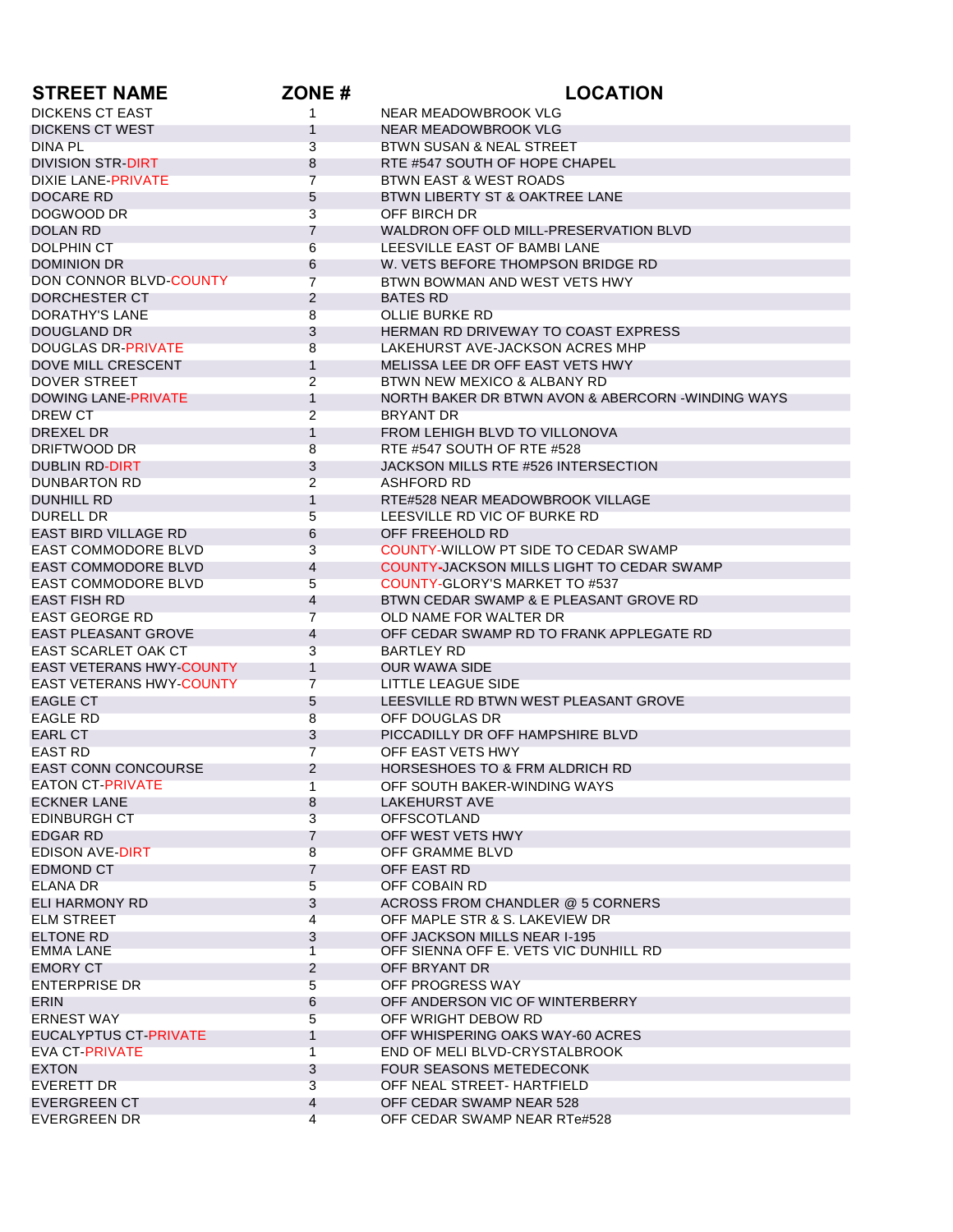| STREET NAME | ZONE # | LOCATION |
|---|---|---|
| DICKENS CT EAST | 1 | NEAR MEADOWBROOK VLG |
| DICKENS CT WEST | 1 | NEAR MEADOWBROOK VLG |
| DINA PL | 3 | BTWN SUSAN & NEAL STREET |
| DIVISION STR-DIRT | 8 | RTE #547 SOUTH OF HOPE CHAPEL |
| DIXIE LANE-PRIVATE | 7 | BTWN EAST & WEST ROADS |
| DOCARE RD | 5 | BTWN LIBERTY ST & OAKTREE LANE |
| DOGWOOD DR | 3 | OFF BIRCH DR |
| DOLAN RD | 7 | WALDRON OFF OLD MILL-PRESERVATION BLVD |
| DOLPHIN CT | 6 | LEESVILLE EAST OF BAMBI LANE |
| DOMINION DR | 6 | W. VETS BEFORE THOMPSON BRIDGE RD |
| DON CONNOR BLVD-COUNTY | 7 | BTWN BOWMAN AND WEST VETS HWY |
| DORCHESTER CT | 2 | BATES RD |
| DORATHY'S LANE | 8 | OLLIE BURKE RD |
| DOUGLAND DR | 3 | HERMAN RD DRIVEWAY TO COAST EXPRESS |
| DOUGLAS DR-PRIVATE | 8 | LAKEHURST AVE-JACKSON ACRES MHP |
| DOVE MILL CRESCENT | 1 | MELISSA LEE DR OFF EAST VETS HWY |
| DOVER STREET | 2 | BTWN NEW MEXICO & ALBANY RD |
| DOWING LANE-PRIVATE | 1 | NORTH BAKER DR BTWN AVON & ABERCORN -WINDING WAYS |
| DREW CT | 2 | BRYANT DR |
| DREXEL DR | 1 | FROM LEHIGH BLVD TO VILLONOVA |
| DRIFTWOOD DR | 8 | RTE #547 SOUTH OF RTE #528 |
| DUBLIN RD-DIRT | 3 | JACKSON MILLS RTE #526 INTERSECTION |
| DUNBARTON RD | 2 | ASHFORD RD |
| DUNHILL RD | 1 | RTE#528 NEAR MEADOWBROOK VILLAGE |
| DURELL DR | 5 | LEESVILLE RD VIC OF BURKE RD |
| EAST BIRD VILLAGE RD | 6 | OFF FREEHOLD RD |
| EAST COMMODORE BLVD | 3 | COUNTY-WILLOW PT SIDE TO CEDAR SWAMP |
| EAST COMMODORE BLVD | 4 | COUNTY-JACKSON MILLS LIGHT TO CEDAR SWAMP |
| EAST COMMODORE BLVD | 5 | COUNTY-GLORY'S MARKET TO #537 |
| EAST FISH RD | 4 | BTWN CEDAR SWAMP & E PLEASANT GROVE RD |
| EAST GEORGE RD | 7 | OLD NAME FOR WALTER DR |
| EAST PLEASANT GROVE | 4 | OFF CEDAR SWAMP RD TO FRANK APPLEGATE RD |
| EAST SCARLET OAK CT | 3 | BARTLEY RD |
| EAST VETERANS HWY-COUNTY | 1 | OUR WAWA SIDE |
| EAST VETERANS HWY-COUNTY | 7 | LITTLE LEAGUE SIDE |
| EAGLE CT | 5 | LEESVILLE RD BTWN WEST PLEASANT GROVE |
| EAGLE RD | 8 | OFF DOUGLAS DR |
| EARL CT | 3 | PICCADILLY DR OFF HAMPSHIRE BLVD |
| EAST RD | 7 | OFF EAST VETS HWY |
| EAST CONN CONCOURSE | 2 | HORSESHOES TO & FRM ALDRICH RD |
| EATON CT-PRIVATE | 1 | OFF SOUTH BAKER-WINDING WAYS |
| ECKNER LANE | 8 | LAKEHURST AVE |
| EDINBURGH CT | 3 | OFFSCOTLAND |
| EDGAR RD | 7 | OFF WEST VETS HWY |
| EDISON AVE-DIRT | 8 | OFF GRAMME BLVD |
| EDMOND CT | 7 | OFF EAST RD |
| ELANA DR | 5 | OFF COBAIN RD |
| ELI HARMONY RD | 3 | ACROSS FROM CHANDLER @ 5 CORNERS |
| ELM STREET | 4 | OFF MAPLE STR & S. LAKEVIEW DR |
| ELTONE RD | 3 | OFF JACKSON MILLS NEAR I-195 |
| EMMA LANE | 1 | OFF SIENNA OFF E. VETS VIC DUNHILL RD |
| EMORY CT | 2 | OFF BRYANT DR |
| ENTERPRISE DR | 5 | OFF PROGRESS WAY |
| ERIN | 6 | OFF ANDERSON VIC OF WINTERBERRY |
| ERNEST WAY | 5 | OFF WRIGHT DEBOW RD |
| EUCALYPTUS CT-PRIVATE | 1 | OFF WHISPERING OAKS WAY-60 ACRES |
| EVA CT-PRIVATE | 1 | END OF MELI BLVD-CRYSTALBROOK |
| EXTON | 3 | FOUR SEASONS METEDECONK |
| EVERETT DR | 3 | OFF NEAL STREET- HARTFIELD |
| EVERGREEN CT | 4 | OFF CEDAR SWAMP NEAR 528 |
| EVERGREEN DR | 4 | OFF CEDAR SWAMP NEAR RTe#528 |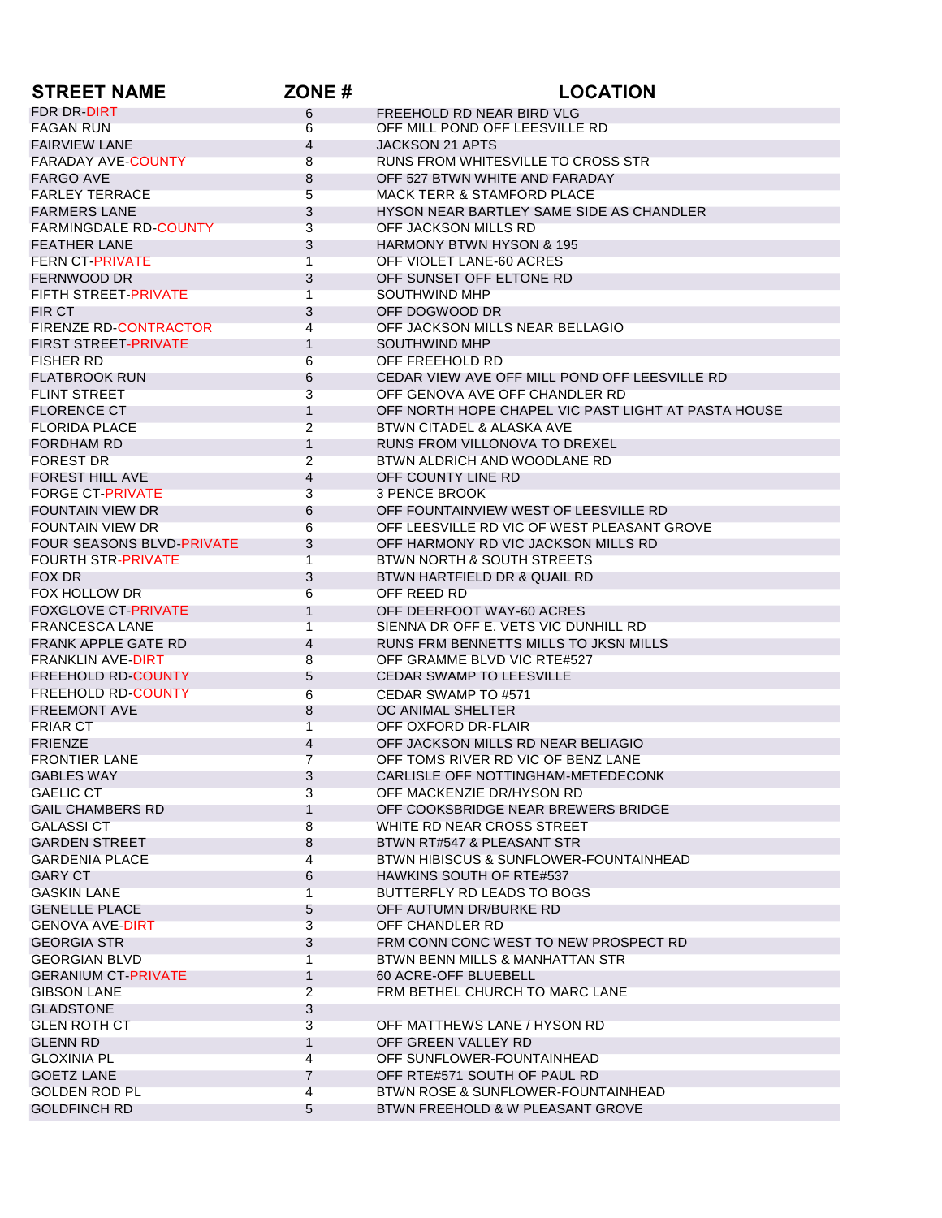| STREET NAME | ZONE # | LOCATION |
|---|---|---|
| FDR DR-DIRT | 6 | FREEHOLD RD NEAR BIRD VLG |
| FAGAN RUN | 6 | OFF MILL POND OFF LEESVILLE RD |
| FAIRVIEW LANE | 4 | JACKSON 21 APTS |
| FARADAY AVE-COUNTY | 8 | RUNS FROM WHITESVILLE TO CROSS STR |
| FARGO AVE | 8 | OFF 527 BTWN WHITE AND FARADAY |
| FARLEY TERRACE | 5 | MACK TERR & STAMFORD PLACE |
| FARMERS LANE | 3 | HYSON NEAR BARTLEY SAME SIDE AS CHANDLER |
| FARMINGDALE RD-COUNTY | 3 | OFF JACKSON MILLS RD |
| FEATHER LANE | 3 | HARMONY BTWN HYSON & 195 |
| FERN CT-PRIVATE | 1 | OFF VIOLET LANE-60 ACRES |
| FERNWOOD DR | 3 | OFF SUNSET OFF ELTONE RD |
| FIFTH STREET-PRIVATE | 1 | SOUTHWIND MHP |
| FIR CT | 3 | OFF DOGWOOD DR |
| FIRENZE RD-CONTRACTOR | 4 | OFF JACKSON MILLS NEAR BELLAGIO |
| FIRST STREET-PRIVATE | 1 | SOUTHWIND MHP |
| FISHER RD | 6 | OFF FREEHOLD RD |
| FLATBROOK RUN | 6 | CEDAR VIEW AVE OFF MILL POND OFF LEESVILLE RD |
| FLINT STREET | 3 | OFF GENOVA AVE OFF CHANDLER RD |
| FLORENCE CT | 1 | OFF NORTH HOPE CHAPEL VIC PAST LIGHT AT PASTA HOUSE |
| FLORIDA PLACE | 2 | BTWN CITADEL & ALASKA AVE |
| FORDHAM RD | 1 | RUNS FROM VILLONOVA TO DREXEL |
| FOREST DR | 2 | BTWN ALDRICH AND WOODLANE RD |
| FOREST HILL AVE | 4 | OFF COUNTY LINE RD |
| FORGE CT-PRIVATE | 3 | 3 PENCE BROOK |
| FOUNTAIN VIEW DR | 6 | OFF FOUNTAINVIEW WEST OF LEESVILLE RD |
| FOUNTAIN VIEW DR | 6 | OFF LEESVILLE RD VIC OF WEST PLEASANT GROVE |
| FOUR SEASONS BLVD-PRIVATE | 3 | OFF HARMONY RD VIC JACKSON MILLS RD |
| FOURTH STR-PRIVATE | 1 | BTWN NORTH & SOUTH STREETS |
| FOX DR | 3 | BTWN HARTFIELD DR & QUAIL RD |
| FOX HOLLOW DR | 6 | OFF REED RD |
| FOXGLOVE CT-PRIVATE | 1 | OFF DEERFOOT WAY-60 ACRES |
| FRANCESCA LANE | 1 | SIENNA DR OFF E. VETS VIC DUNHILL RD |
| FRANK APPLE GATE RD | 4 | RUNS FRM BENNETTS MILLS TO JKSN MILLS |
| FRANKLIN AVE-DIRT | 8 | OFF GRAMME BLVD VIC RTE#527 |
| FREEHOLD RD-COUNTY | 5 | CEDAR SWAMP TO LEESVILLE |
| FREEHOLD RD-COUNTY | 6 | CEDAR SWAMP TO #571 |
| FREEMONT AVE | 8 | OC ANIMAL SHELTER |
| FRIAR CT | 1 | OFF OXFORD DR-FLAIR |
| FRIENZE | 4 | OFF JACKSON MILLS RD NEAR BELIAGIO |
| FRONTIER LANE | 7 | OFF TOMS RIVER RD VIC OF BENZ LANE |
| GABLES WAY | 3 | CARLISLE OFF NOTTINGHAM-METEDECONK |
| GAELIC CT | 3 | OFF MACKENZIE DR/HYSON RD |
| GAIL CHAMBERS RD | 1 | OFF COOKSBRIDGE NEAR BREWERS BRIDGE |
| GALASSI CT | 8 | WHITE RD NEAR CROSS STREET |
| GARDEN STREET | 8 | BTWN RT#547 & PLEASANT STR |
| GARDENIA PLACE | 4 | BTWN HIBISCUS & SUNFLOWER-FOUNTAINHEAD |
| GARY CT | 6 | HAWKINS SOUTH OF RTE#537 |
| GASKIN LANE | 1 | BUTTERFLY RD LEADS TO BOGS |
| GENELLE PLACE | 5 | OFF AUTUMN DR/BURKE RD |
| GENOVA AVE-DIRT | 3 | OFF CHANDLER RD |
| GEORGIA STR | 3 | FRM CONN CONC WEST TO NEW PROSPECT RD |
| GEORGIAN BLVD | 1 | BTWN BENN MILLS & MANHATTAN STR |
| GERANIUM CT-PRIVATE | 1 | 60 ACRE-OFF BLUEBELL |
| GIBSON LANE | 2 | FRM BETHEL CHURCH TO MARC LANE |
| GLADSTONE | 3 | |
| GLEN ROTH CT | 3 | OFF MATTHEWS LANE / HYSON RD |
| GLENN RD | 1 | OFF GREEN VALLEY RD |
| GLOXINIA PL | 4 | OFF SUNFLOWER-FOUNTAINHEAD |
| GOETZ LANE | 7 | OFF RTE#571 SOUTH OF PAUL RD |
| GOLDEN ROD PL | 4 | BTWN ROSE & SUNFLOWER-FOUNTAINHEAD |
| GOLDFINCH RD | 5 | BTWN FREEHOLD & W PLEASANT GROVE |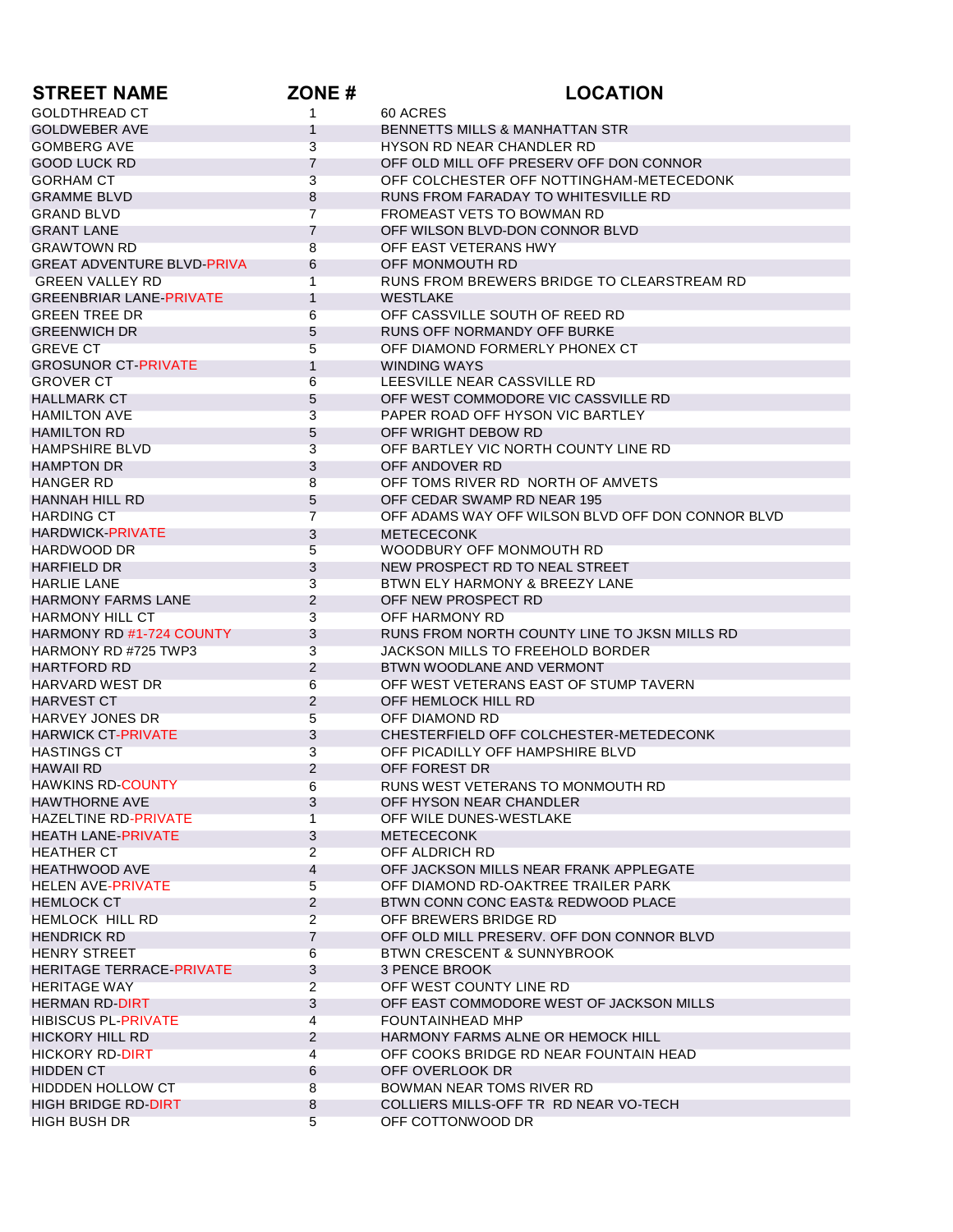| STREET NAME | ZONE # | LOCATION |
|---|---|---|
| GOLDTHREAD CT | 1 | 60 ACRES |
| GOLDWEBER AVE | 1 | BENNETTS MILLS & MANHATTAN STR |
| GOMBERG AVE | 3 | HYSON RD NEAR CHANDLER RD |
| GOOD LUCK RD | 7 | OFF OLD MILL OFF PRESERV OFF DON CONNOR |
| GORHAM CT | 3 | OFF COLCHESTER OFF NOTTINGHAM-METECEDONK |
| GRAMME BLVD | 8 | RUNS FROM FARADAY TO WHITESVILLE RD |
| GRAND BLVD | 7 | FROMEAST VETS TO BOWMAN RD |
| GRANT LANE | 7 | OFF WILSON BLVD-DON CONNOR BLVD |
| GRAWTOWN RD | 8 | OFF EAST VETERANS HWY |
| GREAT ADVENTURE BLVD-PRIVA | 6 | OFF MONMOUTH RD |
| GREEN VALLEY RD | 1 | RUNS FROM BREWERS BRIDGE TO CLEARSTREAM RD |
| GREENBRIAR LANE-PRIVATE | 1 | WESTLAKE |
| GREEN TREE DR | 6 | OFF CASSVILLE SOUTH OF REED RD |
| GREENWICH DR | 5 | RUNS OFF NORMANDY OFF BURKE |
| GREVE CT | 5 | OFF DIAMOND FORMERLY PHONEX CT |
| GROSUNOR CT-PRIVATE | 1 | WINDING WAYS |
| GROVER CT | 6 | LEESVILLE NEAR CASSVILLE RD |
| HALLMARK CT | 5 | OFF WEST COMMODORE VIC CASSVILLE RD |
| HAMILTON AVE | 3 | PAPER ROAD OFF HYSON VIC BARTLEY |
| HAMILTON RD | 5 | OFF WRIGHT DEBOW RD |
| HAMPSHIRE BLVD | 3 | OFF BARTLEY VIC NORTH COUNTY LINE RD |
| HAMPTON DR | 3 | OFF ANDOVER RD |
| HANGER RD | 8 | OFF TOMS RIVER RD NORTH OF AMVETS |
| HANNAH HILL RD | 5 | OFF CEDAR SWAMP RD NEAR 195 |
| HARDING CT | 7 | OFF ADAMS WAY OFF WILSON BLVD OFF DON CONNOR BLVD |
| HARDWICK-PRIVATE | 3 | METECECONK |
| HARDWOOD DR | 5 | WOODBURY OFF MONMOUTH RD |
| HARFIELD DR | 3 | NEW PROSPECT RD TO NEAL STREET |
| HARLIE LANE | 3 | BTWN ELY HARMONY & BREEZY LANE |
| HARMONY FARMS LANE | 2 | OFF NEW PROSPECT RD |
| HARMONY HILL CT | 3 | OFF HARMONY RD |
| HARMONY RD #1-724 COUNTY | 3 | RUNS FROM NORTH COUNTY LINE TO JKSN MILLS RD |
| HARMONY RD #725 TWP3 | 3 | JACKSON MILLS TO FREEHOLD BORDER |
| HARTFORD RD | 2 | BTWN WOODLANE AND VERMONT |
| HARVARD WEST DR | 6 | OFF WEST VETERANS EAST OF STUMP TAVERN |
| HARVEST CT | 2 | OFF HEMLOCK HILL RD |
| HARVEY JONES DR | 5 | OFF DIAMOND RD |
| HARWICK CT-PRIVATE | 3 | CHESTERFIELD OFF COLCHESTER-METEDECONK |
| HASTINGS CT | 3 | OFF PICADILLY OFF HAMPSHIRE BLVD |
| HAWAII RD | 2 | OFF FOREST DR |
| HAWKINS RD-COUNTY | 6 | RUNS WEST VETERANS TO MONMOUTH RD |
| HAWTHORNE AVE | 3 | OFF HYSON NEAR CHANDLER |
| HAZELTINE RD-PRIVATE | 1 | OFF WILE DUNES-WESTLAKE |
| HEATH LANE-PRIVATE | 3 | METECECONK |
| HEATHER CT | 2 | OFF ALDRICH RD |
| HEATHWOOD AVE | 4 | OFF JACKSON MILLS NEAR FRANK APPLEGATE |
| HELEN AVE-PRIVATE | 5 | OFF DIAMOND RD-OAKTREE TRAILER PARK |
| HEMLOCK CT | 2 | BTWN CONN CONC EAST& REDWOOD PLACE |
| HEMLOCK HILL RD | 2 | OFF BREWERS BRIDGE RD |
| HENDRICK RD | 7 | OFF OLD MILL PRESERV. OFF DON CONNOR BLVD |
| HENRY STREET | 6 | BTWN CRESCENT & SUNNYBROOK |
| HERITAGE TERRACE-PRIVATE | 3 | 3 PENCE BROOK |
| HERITAGE WAY | 2 | OFF WEST COUNTY LINE RD |
| HERMAN RD-DIRT | 3 | OFF EAST COMMODORE WEST OF JACKSON MILLS |
| HIBISCUS PL-PRIVATE | 4 | FOUNTAINHEAD MHP |
| HICKORY HILL RD | 2 | HARMONY FARMS ALNE OR HEMOCK HILL |
| HICKORY RD-DIRT | 4 | OFF COOKS BRIDGE RD NEAR FOUNTAIN HEAD |
| HIDDEN CT | 6 | OFF OVERLOOK DR |
| HIDDDEN HOLLOW CT | 8 | BOWMAN NEAR TOMS RIVER RD |
| HIGH BRIDGE RD-DIRT | 8 | COLLIERS MILLS-OFF TR RD NEAR VO-TECH |
| HIGH BUSH DR | 5 | OFF COTTONWOOD DR |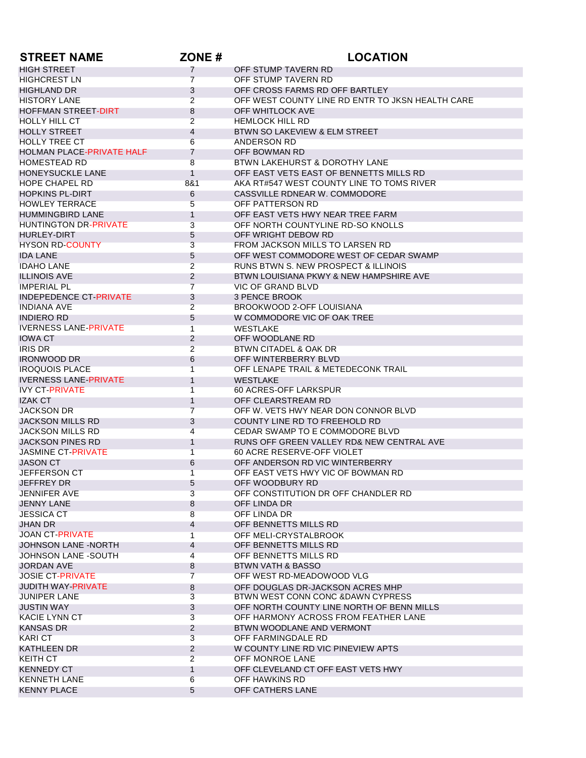| STREET NAME | ZONE # | LOCATION |
|---|---|---|
| HIGH STREET | 7 | OFF STUMP TAVERN RD |
| HIGHCREST LN | 7 | OFF STUMP TAVERN RD |
| HIGHLAND DR | 3 | OFF CROSS FARMS RD OFF BARTLEY |
| HISTORY LANE | 2 | OFF WEST COUNTY LINE RD ENTR TO JKSN HEALTH CARE |
| HOFFMAN STREET-DIRT | 8 | OFF WHITLOCK AVE |
| HOLLY HILL CT | 2 | HEMLOCK HILL RD |
| HOLLY STREET | 4 | BTWN SO LAKEVIEW & ELM STREET |
| HOLLY TREE CT | 6 | ANDERSON RD |
| HOLMAN PLACE-PRIVATE HALF | 7 | OFF BOWMAN RD |
| HOMESTEAD RD | 8 | BTWN LAKEHURST & DOROTHY LANE |
| HONEYSUCKLE LANE | 1 | OFF EAST VETS EAST OF BENNETTS MILLS RD |
| HOPE CHAPEL RD | 8&1 | AKA RT#547 WEST COUNTY LINE TO TOMS RIVER |
| HOPKINS PL-DIRT | 6 | CASSVILLE RDNEAR W. COMMODORE |
| HOWLEY TERRACE | 5 | OFF PATTERSON RD |
| HUMMINGBIRD LANE | 1 | OFF EAST VETS HWY NEAR TREE FARM |
| HUNTINGTON DR-PRIVATE | 3 | OFF NORTH COUNTYLINE RD-SO KNOLLS |
| HURLEY-DIRT | 5 | OFF WRIGHT DEBOW RD |
| HYSON RD-COUNTY | 3 | FROM JACKSON MILLS TO LARSEN RD |
| IDA LANE | 5 | OFF WEST COMMODORE WEST OF CEDAR SWAMP |
| IDAHO LANE | 2 | RUNS BTWN S. NEW PROSPECT & ILLINOIS |
| ILLINOIS AVE | 2 | BTWN LOUISIANA PKWY & NEW HAMPSHIRE AVE |
| IMPERIAL PL | 7 | VIC OF GRAND BLVD |
| INDEPEDENCE CT-PRIVATE | 3 | 3 PENCE BROOK |
| INDIANA AVE | 2 | BROOKWOOD 2-OFF LOUISIANA |
| INDIERO RD | 5 | W COMMODORE VIC OF OAK TREE |
| IVERNESS LANE-PRIVATE | 1 | WESTLAKE |
| IOWA CT | 2 | OFF WOODLANE RD |
| IRIS DR | 2 | BTWN CITADEL & OAK DR |
| IRONWOOD DR | 6 | OFF WINTERBERRY BLVD |
| IROQUOIS PLACE | 1 | OFF LENAPE TRAIL & METEDECONK TRAIL |
| IVERNESS LANE-PRIVATE | 1 | WESTLAKE |
| IVY CT-PRIVATE | 1 | 60 ACRES-OFF LARKSPUR |
| IZAK CT | 1 | OFF CLEARSTREAM RD |
| JACKSON DR | 7 | OFF W. VETS HWY NEAR DON CONNOR BLVD |
| JACKSON MILLS RD | 3 | COUNTY LINE RD TO FREEHOLD RD |
| JACKSON MILLS RD | 4 | CEDAR SWAMP TO E COMMODORE BLVD |
| JACKSON PINES RD | 1 | RUNS OFF GREEN VALLEY RD& NEW CENTRAL AVE |
| JASMINE CT-PRIVATE | 1 | 60 ACRE RESERVE-OFF VIOLET |
| JASON CT | 6 | OFF ANDERSON RD VIC WINTERBERRY |
| JEFFERSON CT | 1 | OFF EAST VETS HWY VIC OF BOWMAN RD |
| JEFFREY DR | 5 | OFF WOODBURY RD |
| JENNIFER AVE | 3 | OFF CONSTITUTION DR OFF CHANDLER RD |
| JENNY LANE | 8 | OFF LINDA DR |
| JESSICA CT | 8 | OFF LINDA DR |
| JHAN DR | 4 | OFF BENNETTS MILLS RD |
| JOAN CT-PRIVATE | 1 | OFF MELI-CRYSTALBROOK |
| JOHNSON LANE -NORTH | 4 | OFF BENNETTS MILLS RD |
| JOHNSON LANE -SOUTH | 4 | OFF BENNETTS MILLS RD |
| JORDAN AVE | 8 | BTWN VATH & BASSO |
| JOSIE CT-PRIVATE | 7 | OFF WEST RD-MEADOWOOD VLG |
| JUDITH WAY-PRIVATE | 8 | OFF DOUGLAS DR-JACKSON ACRES MHP |
| JUNIPER LANE | 3 | BTWN WEST CONN CONC &DAWN CYPRESS |
| JUSTIN WAY | 3 | OFF NORTH COUNTY LINE NORTH OF BENN MILLS |
| KACIE LYNN CT | 3 | OFF HARMONY ACROSS FROM FEATHER LANE |
| KANSAS DR | 2 | BTWN WOODLANE AND VERMONT |
| KARI CT | 3 | OFF FARMINGDALE RD |
| KATHLEEN DR | 2 | W COUNTY LINE RD VIC PINEVIEW APTS |
| KEITH CT | 2 | OFF MONROE LANE |
| KENNEDY CT | 1 | OFF CLEVELAND CT OFF EAST VETS HWY |
| KENNETH LANE | 6 | OFF HAWKINS RD |
| KENNY PLACE | 5 | OFF CATHERS LANE |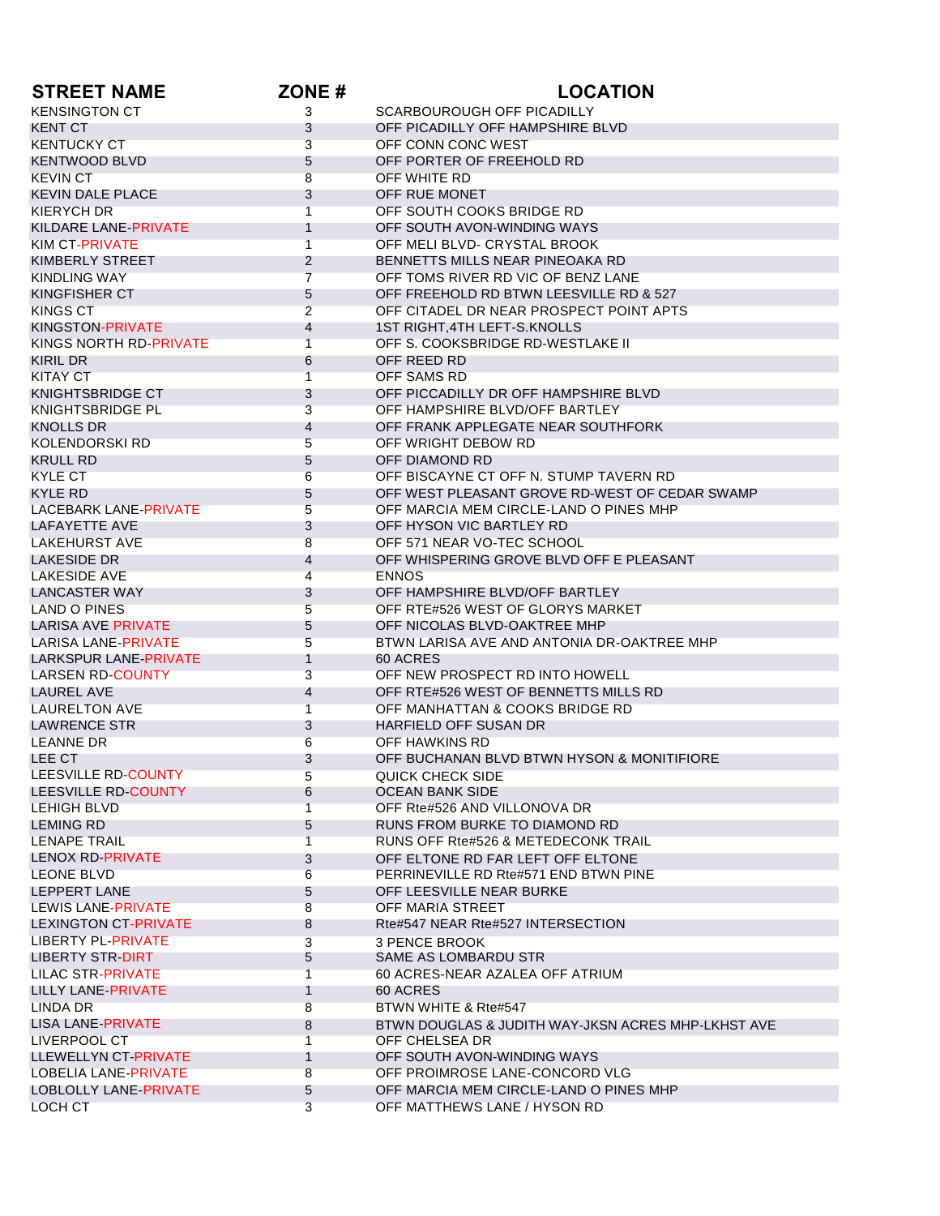| STREET NAME | ZONE # | LOCATION |
|---|---|---|
| KENSINGTON CT | 3 | SCARBOUROUGH OFF PICADILLY |
| KENT CT | 3 | OFF PICADILLY OFF HAMPSHIRE BLVD |
| KENTUCKY CT | 3 | OFF CONN CONC WEST |
| KENTWOOD BLVD | 5 | OFF PORTER OF FREEHOLD RD |
| KEVIN CT | 8 | OFF WHITE RD |
| KEVIN DALE PLACE | 3 | OFF RUE MONET |
| KIERYCH DR | 1 | OFF SOUTH COOKS BRIDGE RD |
| KILDARE LANE-PRIVATE | 1 | OFF SOUTH AVON-WINDING WAYS |
| KIM CT-PRIVATE | 1 | OFF MELI BLVD- CRYSTAL BROOK |
| KIMBERLY STREET | 2 | BENNETTS MILLS NEAR PINEOAKA RD |
| KINDLING WAY | 7 | OFF TOMS RIVER RD VIC OF BENZ LANE |
| KINGFISHER CT | 5 | OFF FREEHOLD RD BTWN LEESVILLE RD & 527 |
| KINGS CT | 2 | OFF CITADEL DR NEAR PROSPECT POINT APTS |
| KINGSTON-PRIVATE | 4 | 1ST RIGHT,4TH LEFT-S.KNOLLS |
| KINGS NORTH RD-PRIVATE | 1 | OFF S. COOKSBRIDGE RD-WESTLAKE II |
| KIRIL DR | 6 | OFF REED RD |
| KITAY CT | 1 | OFF SAMS RD |
| KNIGHTSBRIDGE CT | 3 | OFF PICCADILLY DR OFF HAMPSHIRE BLVD |
| KNIGHTSBRIDGE PL | 3 | OFF HAMPSHIRE BLVD/OFF BARTLEY |
| KNOLLS DR | 4 | OFF FRANK APPLEGATE NEAR SOUTHFORK |
| KOLENDORSKI RD | 5 | OFF WRIGHT DEBOW RD |
| KRULL RD | 5 | OFF DIAMOND RD |
| KYLE CT | 6 | OFF BISCAYNE CT OFF N. STUMP TAVERN RD |
| KYLE RD | 5 | OFF WEST PLEASANT GROVE RD-WEST OF CEDAR SWAMP |
| LACEBARK LANE-PRIVATE | 5 | OFF MARCIA MEM CIRCLE-LAND O PINES MHP |
| LAFAYETTE AVE | 3 | OFF HYSON VIC BARTLEY RD |
| LAKEHURST AVE | 8 | OFF 571 NEAR VO-TEC SCHOOL |
| LAKESIDE DR | 4 | OFF WHISPERING GROVE BLVD OFF E PLEASANT |
| LAKESIDE AVE | 4 | ENNOS |
| LANCASTER WAY | 3 | OFF HAMPSHIRE BLVD/OFF BARTLEY |
| LAND O PINES | 5 | OFF RTE#526 WEST OF GLORYS MARKET |
| LARISA AVE PRIVATE | 5 | OFF NICOLAS BLVD-OAKTREE MHP |
| LARISA LANE-PRIVATE | 5 | BTWN LARISA AVE AND ANTONIA DR-OAKTREE MHP |
| LARKSPUR LANE-PRIVATE | 1 | 60 ACRES |
| LARSEN RD-COUNTY | 3 | OFF NEW PROSPECT RD INTO HOWELL |
| LAUREL AVE | 4 | OFF RTE#526 WEST OF BENNETTS MILLS RD |
| LAURELTON AVE | 1 | OFF MANHATTAN & COOKS BRIDGE RD |
| LAWRENCE STR | 3 | HARFIELD OFF SUSAN DR |
| LEANNE DR | 6 | OFF HAWKINS RD |
| LEE CT | 3 | OFF BUCHANAN BLVD BTWN HYSON & MONITIFIORE |
| LEESVILLE RD-COUNTY | 5 | QUICK CHECK SIDE |
| LEESVILLE RD-COUNTY | 6 | OCEAN BANK SIDE |
| LEHIGH BLVD | 1 | OFF Rte#526 AND VILLONOVA DR |
| LEMING RD | 5 | RUNS FROM BURKE TO DIAMOND RD |
| LENAPE TRAIL | 1 | RUNS OFF Rte#526 & METEDECONK TRAIL |
| LENOX RD-PRIVATE | 3 | OFF ELTONE RD FAR LEFT OFF ELTONE |
| LEONE BLVD | 6 | PERRINEVILLE RD Rte#571 END BTWN PINE |
| LEPPERT LANE | 5 | OFF LEESVILLE NEAR BURKE |
| LEWIS LANE-PRIVATE | 8 | OFF MARIA STREET |
| LEXINGTON CT-PRIVATE | 8 | Rte#547 NEAR Rte#527 INTERSECTION |
| LIBERTY PL-PRIVATE | 3 | 3 PENCE BROOK |
| LIBERTY STR-DIRT | 5 | SAME AS LOMBARDU STR |
| LILAC STR-PRIVATE | 1 | 60 ACRES-NEAR AZALEA OFF ATRIUM |
| LILLY LANE-PRIVATE | 1 | 60 ACRES |
| LINDA DR | 8 | BTWN WHITE & Rte#547 |
| LISA LANE-PRIVATE | 8 | BTWN DOUGLAS & JUDITH WAY-JKSN ACRES MHP-LKHST AVE |
| LIVERPOOL CT | 1 | OFF CHELSEA DR |
| LLEWELLYN CT-PRIVATE | 1 | OFF SOUTH AVON-WINDING WAYS |
| LOBELIA LANE-PRIVATE | 8 | OFF PROIMROSE LANE-CONCORD VLG |
| LOBLOLLY LANE-PRIVATE | 5 | OFF MARCIA MEM CIRCLE-LAND O PINES MHP |
| LOCH CT | 3 | OFF MATTHEWS LANE / HYSON RD |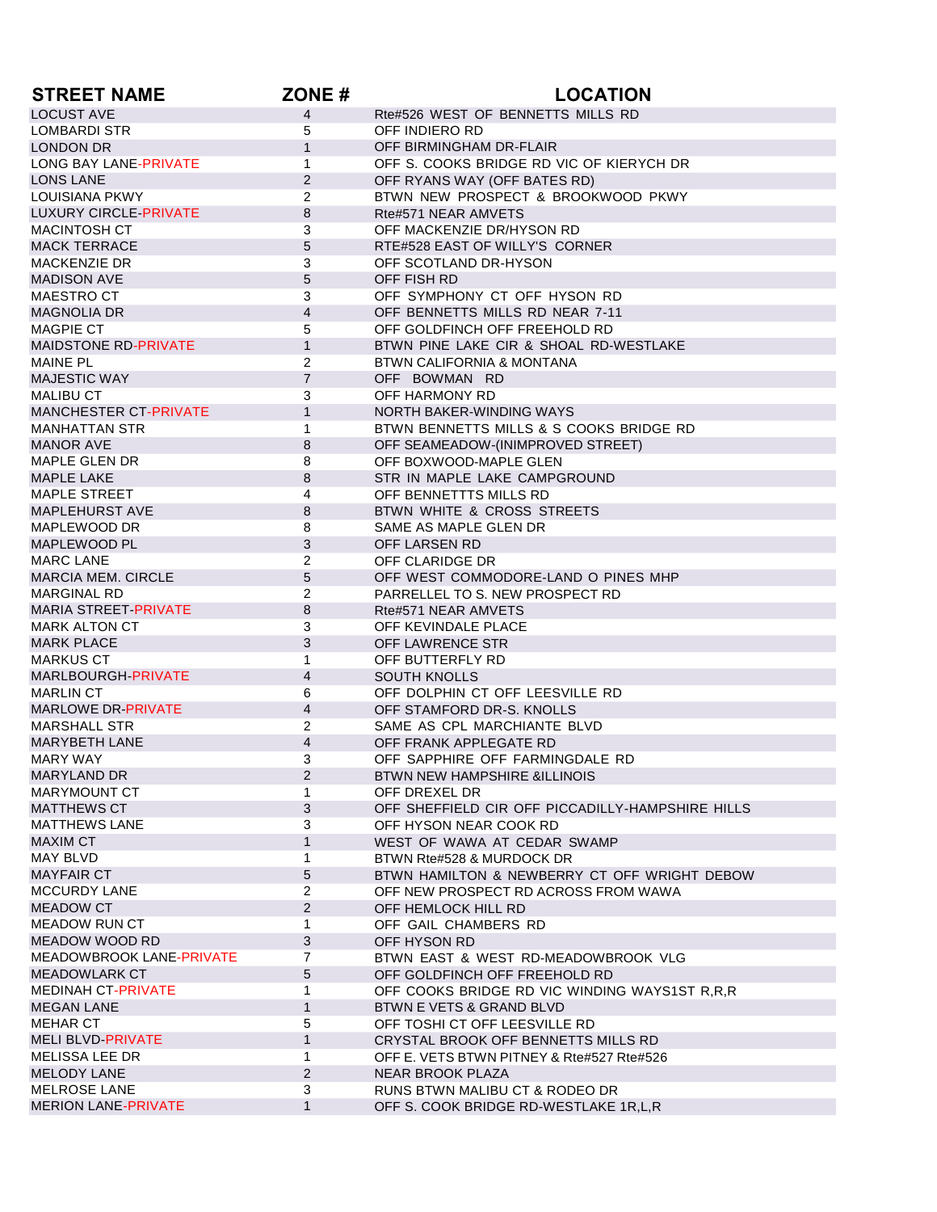| STREET NAME | ZONE # | LOCATION |
|---|---|---|
| LOCUST AVE | 4 | Rte#526 WEST OF BENNETTS MILLS RD |
| LOMBARDI STR | 5 | OFF INDIERO RD |
| LONDON DR | 1 | OFF BIRMINGHAM DR-FLAIR |
| LONG BAY LANE-PRIVATE | 1 | OFF S. COOKS BRIDGE RD VIC OF KIERYCH DR |
| LONS LANE | 2 | OFF RYANS WAY (OFF BATES RD) |
| LOUISIANA PKWY | 2 | BTWN NEW PROSPECT & BROOKWOOD PKWY |
| LUXURY CIRCLE-PRIVATE | 8 | Rte#571 NEAR AMVETS |
| MACINTOSH CT | 3 | OFF MACKENZIE DR/HYSON RD |
| MACK TERRACE | 5 | RTE#528 EAST OF WILLY'S CORNER |
| MACKENZIE DR | 3 | OFF SCOTLAND DR-HYSON |
| MADISON AVE | 5 | OFF FISH RD |
| MAESTRO CT | 3 | OFF SYMPHONY CT OFF HYSON RD |
| MAGNOLIA DR | 4 | OFF BENNETTS MILLS RD NEAR 7-11 |
| MAGPIE CT | 5 | OFF GOLDFINCH OFF FREEHOLD RD |
| MAIDSTONE RD-PRIVATE | 1 | BTWN PINE LAKE CIR & SHOAL RD-WESTLAKE |
| MAINE PL | 2 | BTWN CALIFORNIA & MONTANA |
| MAJESTIC WAY | 7 | OFF BOWMAN RD |
| MALIBU CT | 3 | OFF HARMONY RD |
| MANCHESTER CT-PRIVATE | 1 | NORTH BAKER-WINDING WAYS |
| MANHATTAN STR | 1 | BTWN BENNETTS MILLS & S COOKS BRIDGE RD |
| MANOR AVE | 8 | OFF SEAMEADOW-(INIMPROVED STREET) |
| MAPLE GLEN DR | 8 | OFF BOXWOOD-MAPLE GLEN |
| MAPLE LAKE | 8 | STR IN MAPLE LAKE CAMPGROUND |
| MAPLE STREET | 4 | OFF BENNETTTS MILLS RD |
| MAPLEHURST AVE | 8 | BTWN WHITE & CROSS STREETS |
| MAPLEWOOD DR | 8 | SAME AS MAPLE GLEN DR |
| MAPLEWOOD PL | 3 | OFF LARSEN RD |
| MARC LANE | 2 | OFF CLARIDGE DR |
| MARCIA MEM. CIRCLE | 5 | OFF WEST COMMODORE-LAND O PINES MHP |
| MARGINAL RD | 2 | PARRELLEL TO S. NEW PROSPECT RD |
| MARIA STREET-PRIVATE | 8 | Rte#571 NEAR AMVETS |
| MARK ALTON CT | 3 | OFF KEVINDALE PLACE |
| MARK PLACE | 3 | OFF LAWRENCE STR |
| MARKUS CT | 1 | OFF BUTTERFLY RD |
| MARLBOURGH-PRIVATE | 4 | SOUTH KNOLLS |
| MARLIN CT | 6 | OFF DOLPHIN CT OFF LEESVILLE RD |
| MARLOWE DR-PRIVATE | 4 | OFF STAMFORD DR-S. KNOLLS |
| MARSHALL STR | 2 | SAME AS CPL MARCHIANTE BLVD |
| MARYBETH LANE | 4 | OFF FRANK APPLEGATE RD |
| MARY WAY | 3 | OFF SAPPHIRE OFF FARMINGDALE RD |
| MARYLAND DR | 2 | BTWN NEW HAMPSHIRE &ILLINOIS |
| MARYMOUNT CT | 1 | OFF DREXEL DR |
| MATTHEWS CT | 3 | OFF SHEFFIELD CIR OFF PICCADILLY-HAMPSHIRE HILLS |
| MATTHEWS LANE | 3 | OFF HYSON NEAR COOK RD |
| MAXIM CT | 1 | WEST OF WAWA AT CEDAR SWAMP |
| MAY BLVD | 1 | BTWN Rte#528 & MURDOCK DR |
| MAYFAIR CT | 5 | BTWN HAMILTON & NEWBERRY CT OFF WRIGHT DEBOW |
| MCCURDY LANE | 2 | OFF NEW PROSPECT RD ACROSS FROM WAWA |
| MEADOW CT | 2 | OFF HEMLOCK HILL RD |
| MEADOW RUN CT | 1 | OFF GAIL CHAMBERS RD |
| MEADOW WOOD RD | 3 | OFF HYSON RD |
| MEADOWBROOK LANE-PRIVATE | 7 | BTWN EAST & WEST RD-MEADOWBROOK VLG |
| MEADOWLARK CT | 5 | OFF GOLDFINCH OFF FREEHOLD RD |
| MEDINAH CT-PRIVATE | 1 | OFF COOKS BRIDGE RD VIC WINDING WAYS1ST R,R,R |
| MEGAN LANE | 1 | BTWN E VETS & GRAND BLVD |
| MEHAR CT | 5 | OFF TOSHI CT OFF LEESVILLE RD |
| MELI BLVD-PRIVATE | 1 | CRYSTAL BROOK OFF BENNETTS MILLS RD |
| MELISSA LEE DR | 1 | OFF E. VETS BTWN PITNEY & Rte#527 Rte#526 |
| MELODY LANE | 2 | NEAR BROOK PLAZA |
| MELROSE LANE | 3 | RUNS BTWN MALIBU CT & RODEO DR |
| MERION LANE-PRIVATE | 1 | OFF S. COOK BRIDGE RD-WESTLAKE 1R,L,R |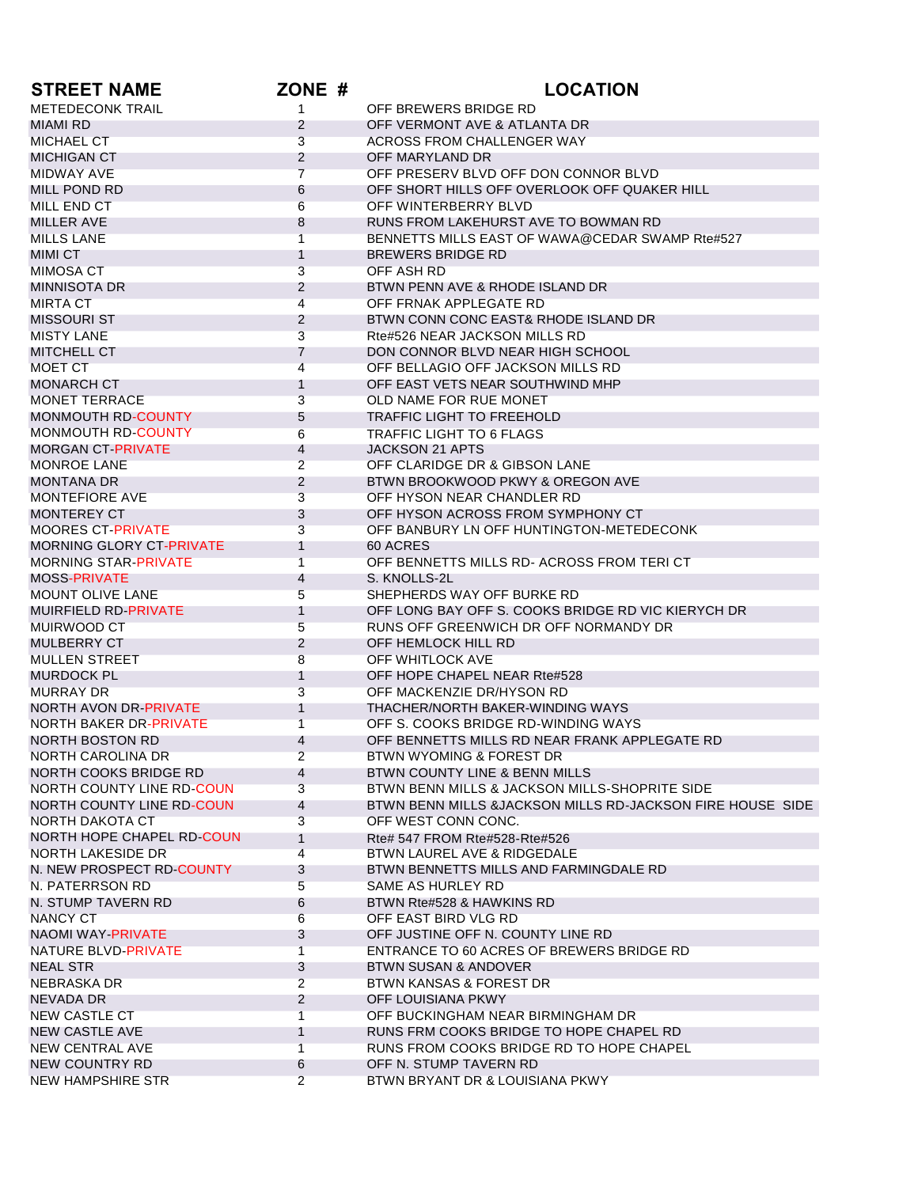| STREET NAME | ZONE # | LOCATION |
|---|---|---|
| METEDECONK TRAIL | 1 | OFF BREWERS BRIDGE RD |
| MIAMI RD | 2 | OFF VERMONT AVE & ATLANTA DR |
| MICHAEL CT | 3 | ACROSS FROM CHALLENGER WAY |
| MICHIGAN CT | 2 | OFF MARYLAND DR |
| MIDWAY AVE | 7 | OFF PRESERV BLVD OFF DON CONNOR BLVD |
| MILL POND RD | 6 | OFF SHORT HILLS OFF OVERLOOK OFF QUAKER HILL |
| MILL END CT | 6 | OFF WINTERBERRY BLVD |
| MILLER AVE | 8 | RUNS FROM LAKEHURST AVE TO BOWMAN RD |
| MILLS LANE | 1 | BENNETTS MILLS EAST OF WAWA@CEDAR SWAMP Rte#527 |
| MIMI CT | 1 | BREWERS BRIDGE RD |
| MIMOSA CT | 3 | OFF ASH RD |
| MINNISOTA DR | 2 | BTWN PENN AVE & RHODE ISLAND DR |
| MIRTA CT | 4 | OFF FRNAK APPLEGATE RD |
| MISSOURI ST | 2 | BTWN CONN CONC EAST& RHODE ISLAND DR |
| MISTY LANE | 3 | Rte#526 NEAR JACKSON MILLS RD |
| MITCHELL CT | 7 | DON CONNOR BLVD NEAR HIGH SCHOOL |
| MOET CT | 4 | OFF BELLAGIO OFF JACKSON MILLS RD |
| MONARCH CT | 1 | OFF EAST VETS NEAR SOUTHWIND MHP |
| MONET TERRACE | 3 | OLD NAME FOR RUE MONET |
| MONMOUTH RD-COUNTY | 5 | TRAFFIC LIGHT TO FREEHOLD |
| MONMOUTH RD-COUNTY | 6 | TRAFFIC LIGHT TO 6 FLAGS |
| MORGAN CT-PRIVATE | 4 | JACKSON 21 APTS |
| MONROE LANE | 2 | OFF CLARIDGE DR & GIBSON LANE |
| MONTANA DR | 2 | BTWN BROOKWOOD PKWY & OREGON AVE |
| MONTEFIORE AVE | 3 | OFF HYSON NEAR CHANDLER RD |
| MONTEREY CT | 3 | OFF HYSON ACROSS FROM SYMPHONY CT |
| MOORES CT-PRIVATE | 3 | OFF BANBURY LN OFF HUNTINGTON-METEDECONK |
| MORNING GLORY CT-PRIVATE | 1 | 60 ACRES |
| MORNING STAR-PRIVATE | 1 | OFF BENNETTS MILLS RD- ACROSS FROM TERI CT |
| MOSS-PRIVATE | 4 | S. KNOLLS-2L |
| MOUNT OLIVE LANE | 5 | SHEPHERDS WAY OFF BURKE RD |
| MUIRFIELD RD-PRIVATE | 1 | OFF LONG BAY OFF S. COOKS BRIDGE RD VIC KIERYCH DR |
| MUIRWOOD CT | 5 | RUNS OFF GREENWICH DR OFF NORMANDY DR |
| MULBERRY CT | 2 | OFF HEMLOCK HILL RD |
| MULLEN STREET | 8 | OFF WHITLOCK AVE |
| MURDOCK PL | 1 | OFF HOPE CHAPEL NEAR Rte#528 |
| MURRAY DR | 3 | OFF MACKENZIE DR/HYSON RD |
| NORTH AVON DR-PRIVATE | 1 | THACHER/NORTH BAKER-WINDING WAYS |
| NORTH BAKER DR-PRIVATE | 1 | OFF S. COOKS BRIDGE RD-WINDING WAYS |
| NORTH BOSTON RD | 4 | OFF BENNETTS MILLS RD NEAR FRANK APPLEGATE RD |
| NORTH CAROLINA DR | 2 | BTWN WYOMING & FOREST DR |
| NORTH COOKS BRIDGE RD | 4 | BTWN COUNTY LINE & BENN MILLS |
| NORTH COUNTY LINE RD-COUN | 3 | BTWN BENN MILLS & JACKSON MILLS-SHOPRITE SIDE |
| NORTH COUNTY LINE RD-COUN | 4 | BTWN BENN MILLS &JACKSON MILLS RD-JACKSON FIRE HOUSE SIDE |
| NORTH DAKOTA CT | 3 | OFF WEST CONN CONC. |
| NORTH HOPE CHAPEL RD-COUN | 1 | Rte# 547 FROM Rte#528-Rte#526 |
| NORTH LAKESIDE DR | 4 | BTWN LAUREL AVE & RIDGEDALE |
| N. NEW PROSPECT RD-COUNTY | 3 | BTWN BENNETTS MILLS AND FARMINGDALE RD |
| N. PATERRSON RD | 5 | SAME AS HURLEY RD |
| N. STUMP TAVERN RD | 6 | BTWN Rte#528 & HAWKINS RD |
| NANCY CT | 6 | OFF EAST BIRD VLG RD |
| NAOMI WAY-PRIVATE | 3 | OFF JUSTINE OFF N. COUNTY LINE RD |
| NATURE BLVD-PRIVATE | 1 | ENTRANCE TO 60 ACRES OF BREWERS BRIDGE RD |
| NEAL STR | 3 | BTWN SUSAN & ANDOVER |
| NEBRASKA DR | 2 | BTWN KANSAS & FOREST DR |
| NEVADA DR | 2 | OFF LOUISIANA PKWY |
| NEW CASTLE CT | 1 | OFF BUCKINGHAM NEAR BIRMINGHAM DR |
| NEW CASTLE AVE | 1 | RUNS FRM COOKS BRIDGE TO HOPE CHAPEL RD |
| NEW CENTRAL AVE | 1 | RUNS FROM COOKS BRIDGE RD TO HOPE CHAPEL |
| NEW COUNTRY RD | 6 | OFF N. STUMP TAVERN RD |
| NEW HAMPSHIRE STR | 2 | BTWN BRYANT DR & LOUISIANA PKWY |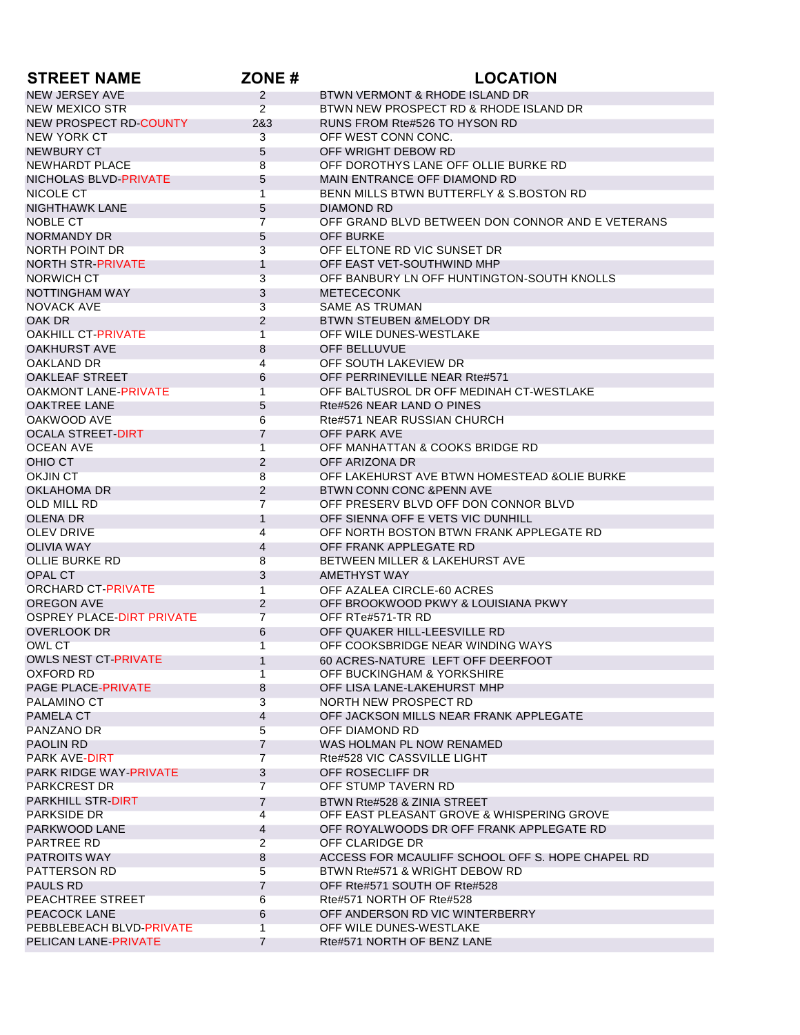| STREET NAME | ZONE # | LOCATION |
|---|---|---|
| NEW JERSEY AVE | 2 | BTWN VERMONT & RHODE ISLAND DR |
| NEW MEXICO STR | 2 | BTWN NEW PROSPECT RD & RHODE ISLAND DR |
| NEW PROSPECT RD-COUNTY | 2&3 | RUNS FROM Rte#526 TO HYSON RD |
| NEW YORK CT | 3 | OFF WEST CONN CONC. |
| NEWBURY CT | 5 | OFF WRIGHT DEBOW RD |
| NEWHARDT PLACE | 8 | OFF DOROTHYS LANE OFF OLLIE BURKE RD |
| NICHOLAS BLVD-PRIVATE | 5 | MAIN ENTRANCE OFF DIAMOND RD |
| NICOLE CT | 1 | BENN MILLS BTWN BUTTERFLY & S.BOSTON RD |
| NIGHTHAWK LANE | 5 | DIAMOND RD |
| NOBLE CT | 7 | OFF GRAND BLVD BETWEEN DON CONNOR AND E VETERANS |
| NORMANDY DR | 5 | OFF BURKE |
| NORTH POINT DR | 3 | OFF ELTONE RD VIC SUNSET DR |
| NORTH STR-PRIVATE | 1 | OFF EAST VET-SOUTHWIND MHP |
| NORWICH CT | 3 | OFF BANBURY LN OFF HUNTINGTON-SOUTH KNOLLS |
| NOTTINGHAM WAY | 3 | METECECONK |
| NOVACK AVE | 3 | SAME AS TRUMAN |
| OAK DR | 2 | BTWN STEUBEN &MELODY DR |
| OAKHILL CT-PRIVATE | 1 | OFF WILE DUNES-WESTLAKE |
| OAKHURST AVE | 8 | OFF BELLUVUE |
| OAKLAND DR | 4 | OFF SOUTH LAKEVIEW DR |
| OAKLEAF STREET | 6 | OFF PERRINEVILLE NEAR Rte#571 |
| OAKMONT LANE-PRIVATE | 1 | OFF BALTUSROL DR OFF MEDINAH CT-WESTLAKE |
| OAKTREE LANE | 5 | Rte#526 NEAR LAND O PINES |
| OAKWOOD AVE | 6 | Rte#571 NEAR RUSSIAN CHURCH |
| OCALA STREET-DIRT | 7 | OFF PARK AVE |
| OCEAN AVE | 1 | OFF MANHATTAN & COOKS BRIDGE RD |
| OHIO CT | 2 | OFF ARIZONA DR |
| OKJIN CT | 8 | OFF LAKEHURST AVE BTWN HOMESTEAD &OLIE BURKE |
| OKLAHOMA DR | 2 | BTWN CONN CONC &PENN AVE |
| OLD MILL RD | 7 | OFF PRESERV BLVD OFF DON CONNOR BLVD |
| OLENA DR | 1 | OFF SIENNA OFF E VETS VIC DUNHILL |
| OLEV DRIVE | 4 | OFF NORTH BOSTON BTWN FRANK APPLEGATE RD |
| OLIVIA WAY | 4 | OFF FRANK APPLEGATE RD |
| OLLIE BURKE RD | 8 | BETWEEN MILLER & LAKEHURST AVE |
| OPAL CT | 3 | AMETHYST WAY |
| ORCHARD CT-PRIVATE | 1 | OFF AZALEA CIRCLE-60 ACRES |
| OREGON AVE | 2 | OFF BROOKWOOD PKWY & LOUISIANA PKWY |
| OSPREY PLACE-DIRT PRIVATE | 7 | OFF RTe#571-TR RD |
| OVERLOOK DR | 6 | OFF QUAKER HILL-LEESVILLE RD |
| OWL CT | 1 | OFF COOKSBRIDGE NEAR WINDING WAYS |
| OWLS NEST CT-PRIVATE | 1 | 60 ACRES-NATURE LEFT OFF DEERFOOT |
| OXFORD RD | 1 | OFF BUCKINGHAM & YORKSHIRE |
| PAGE PLACE-PRIVATE | 8 | OFF LISA LANE-LAKEHURST MHP |
| PALAMINO CT | 3 | NORTH NEW PROSPECT RD |
| PAMELA CT | 4 | OFF JACKSON MILLS NEAR FRANK APPLEGATE |
| PANZANO DR | 5 | OFF DIAMOND RD |
| PAOLIN RD | 7 | WAS HOLMAN PL NOW RENAMED |
| PARK AVE-DIRT | 7 | Rte#528 VIC CASSVILLE LIGHT |
| PARK RIDGE WAY-PRIVATE | 3 | OFF ROSECLIFF DR |
| PARKCREST DR | 7 | OFF STUMP TAVERN RD |
| PARKHILL STR-DIRT | 7 | BTWN Rte#528 & ZINIA STREET |
| PARKSIDE DR | 4 | OFF EAST PLEASANT GROVE & WHISPERING GROVE |
| PARKWOOD LANE | 4 | OFF ROYALWOODS DR OFF FRANK APPLEGATE RD |
| PARTREE RD | 2 | OFF CLARIDGE DR |
| PATROITS WAY | 8 | ACCESS FOR MCAULIFF SCHOOL OFF S. HOPE CHAPEL RD |
| PATTERSON RD | 5 | BTWN Rte#571 & WRIGHT DEBOW RD |
| PAULS RD | 7 | OFF Rte#571 SOUTH OF Rte#528 |
| PEACHTREE STREET | 6 | Rte#571 NORTH OF Rte#528 |
| PEACOCK LANE | 6 | OFF ANDERSON RD VIC WINTERBERRY |
| PEBBLEBEACH BLVD-PRIVATE | 1 | OFF WILE DUNES-WESTLAKE |
| PELICAN LANE-PRIVATE | 7 | Rte#571 NORTH OF BENZ LANE |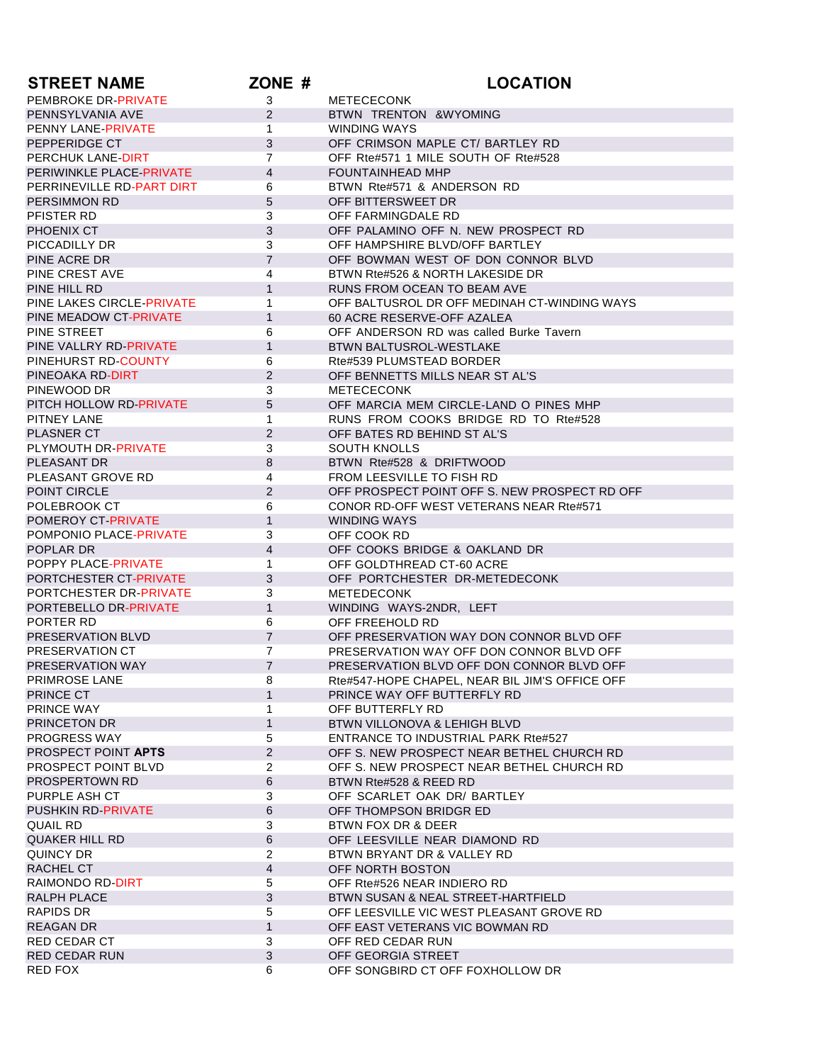| STREET NAME | ZONE # | LOCATION |
|---|---|---|
| PEMBROKE DR-PRIVATE | 3 | METECECONK |
| PENNSYLVANIA AVE | 2 | BTWN TRENTON &WYOMING |
| PENNY LANE-PRIVATE | 1 | WINDING WAYS |
| PEPPERIDGE CT | 3 | OFF CRIMSON MAPLE CT/ BARTLEY RD |
| PERCHUK LANE-DIRT | 7 | OFF Rte#571 1 MILE SOUTH OF Rte#528 |
| PERIWINKLE PLACE-PRIVATE | 4 | FOUNTAINHEAD MHP |
| PERRINEVILLE RD-PART DIRT | 6 | BTWN Rte#571 & ANDERSON RD |
| PERSIMMON RD | 5 | OFF BITTERSWEET DR |
| PFISTER RD | 3 | OFF FARMINGDALE RD |
| PHOENIX CT | 3 | OFF PALAMINO OFF N. NEW PROSPECT RD |
| PICCADILLY DR | 3 | OFF HAMPSHIRE BLVD/OFF BARTLEY |
| PINE ACRE DR | 7 | OFF BOWMAN WEST OF DON CONNOR BLVD |
| PINE CREST AVE | 4 | BTWN Rte#526 & NORTH LAKESIDE DR |
| PINE HILL RD | 1 | RUNS FROM OCEAN TO BEAM AVE |
| PINE LAKES CIRCLE-PRIVATE | 1 | OFF BALTUSROL DR OFF MEDINAH CT-WINDING WAYS |
| PINE MEADOW CT-PRIVATE | 1 | 60 ACRE RESERVE-OFF AZALEA |
| PINE STREET | 6 | OFF ANDERSON RD was called Burke Tavern |
| PINE VALLRY RD-PRIVATE | 1 | BTWN BALTUSROL-WESTLAKE |
| PINEHURST RD-COUNTY | 6 | Rte#539 PLUMSTEAD BORDER |
| PINEOAKA RD-DIRT | 2 | OFF BENNETTS MILLS NEAR ST AL'S |
| PINEWOOD DR | 3 | METECECONK |
| PITCH HOLLOW RD-PRIVATE | 5 | OFF MARCIA MEM CIRCLE-LAND O PINES MHP |
| PITNEY LANE | 1 | RUNS FROM COOKS BRIDGE RD TO Rte#528 |
| PLASNER CT | 2 | OFF BATES RD BEHIND ST AL'S |
| PLYMOUTH DR-PRIVATE | 3 | SOUTH KNOLLS |
| PLEASANT DR | 8 | BTWN Rte#528 & DRIFTWOOD |
| PLEASANT GROVE RD | 4 | FROM LEESVILLE TO FISH RD |
| POINT CIRCLE | 2 | OFF PROSPECT POINT OFF S. NEW PROSPECT RD OFF |
| POLEBROOK CT | 6 | CONOR RD-OFF WEST VETERANS NEAR Rte#571 |
| POMEROY CT-PRIVATE | 1 | WINDING WAYS |
| POMPONIO PLACE-PRIVATE | 3 | OFF COOK RD |
| POPLAR DR | 4 | OFF COOKS BRIDGE & OAKLAND DR |
| POPPY PLACE-PRIVATE | 1 | OFF GOLDTHREAD CT-60 ACRE |
| PORTCHESTER CT-PRIVATE | 3 | OFF PORTCHESTER DR-METEDECONK |
| PORTCHESTER DR-PRIVATE | 3 | METEDECONK |
| PORTEBELLO DR-PRIVATE | 1 | WINDING WAYS-2NDR, LEFT |
| PORTER RD | 6 | OFF FREEHOLD RD |
| PRESERVATION BLVD | 7 | OFF PRESERVATION WAY DON CONNOR BLVD OFF |
| PRESERVATION CT | 7 | PRESERVATION WAY OFF DON CONNOR BLVD OFF |
| PRESERVATION WAY | 7 | PRESERVATION BLVD OFF DON CONNOR BLVD OFF |
| PRIMROSE LANE | 8 | Rte#547-HOPE CHAPEL, NEAR BIL JIM'S OFFICE OFF |
| PRINCE CT | 1 | PRINCE WAY OFF BUTTERFLY RD |
| PRINCE WAY | 1 | OFF BUTTERFLY RD |
| PRINCETON DR | 1 | BTWN VILLONOVA & LEHIGH BLVD |
| PROGRESS WAY | 5 | ENTRANCE TO INDUSTRIAL PARK Rte#527 |
| PROSPECT POINT **APTS** | 2 | OFF S. NEW PROSPECT NEAR BETHEL CHURCH RD |
| PROSPECT POINT BLVD | 2 | OFF S. NEW PROSPECT NEAR BETHEL CHURCH RD |
| PROSPERTOWN RD | 6 | BTWN Rte#528 & REED RD |
| PURPLE ASH CT | 3 | OFF SCARLET OAK DR/ BARTLEY |
| PUSHKIN RD-PRIVATE | 6 | OFF THOMPSON BRIDGR ED |
| QUAIL RD | 3 | BTWN FOX DR & DEER |
| QUAKER HILL RD | 6 | OFF LEESVILLE NEAR DIAMOND RD |
| QUINCY DR | 2 | BTWN BRYANT DR & VALLEY RD |
| RACHEL CT | 4 | OFF NORTH BOSTON |
| RAIMONDO RD-DIRT | 5 | OFF Rte#526 NEAR INDIERO RD |
| RALPH PLACE | 3 | BTWN SUSAN & NEAL STREET-HARTFIELD |
| RAPIDS DR | 5 | OFF LEESVILLE VIC WEST PLEASANT GROVE RD |
| REAGAN DR | 1 | OFF EAST VETERANS VIC BOWMAN RD |
| RED CEDAR CT | 3 | OFF RED CEDAR RUN |
| RED CEDAR RUN | 3 | OFF GEORGIA STREET |
| RED FOX | 6 | OFF SONGBIRD CT OFF FOXHOLLOW DR |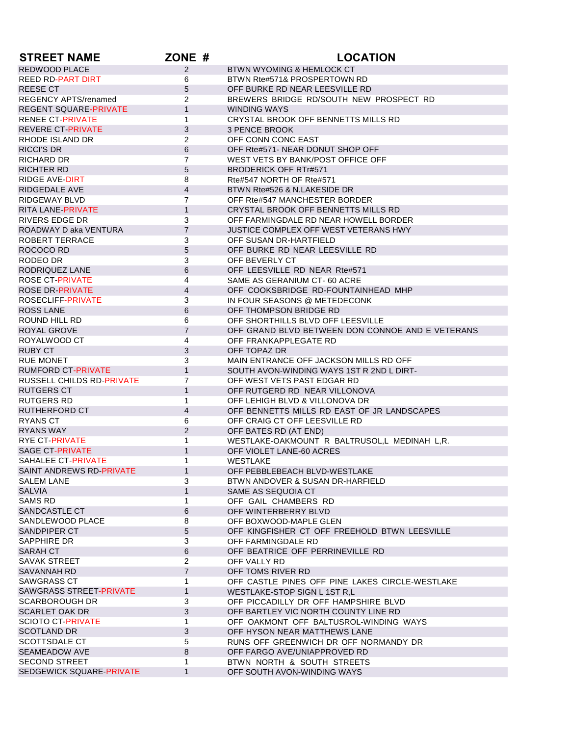| STREET NAME | ZONE # | LOCATION |
|---|---|---|
| REDWOOD PLACE | 2 | BTWN WYOMING & HEMLOCK CT |
| REED RD-PART DIRT | 6 | BTWN Rte#571& PROSPERTOWN RD |
| REESE CT | 5 | OFF BURKE RD NEAR LEESVILLE RD |
| REGENCY APTS/renamed | 2 | BREWERS BRIDGE RD/SOUTH NEW PROSPECT RD |
| REGENT SQUARE-PRIVATE | 1 | WINDING WAYS |
| RENEE CT-PRIVATE | 1 | CRYSTAL BROOK OFF BENNETTS MILLS RD |
| REVERE CT-PRIVATE | 3 | 3 PENCE BROOK |
| RHODE ISLAND DR | 2 | OFF CONN CONC EAST |
| RICCI'S DR | 6 | OFF Rte#571- NEAR DONUT SHOP OFF |
| RICHARD DR | 7 | WEST VETS BY BANK/POST OFFICE OFF |
| RICHTER RD | 5 | BRODERICK OFF RTr#571 |
| RIDGE AVE-DIRT | 8 | Rte#547 NORTH OF Rte#571 |
| RIDGEDALE AVE | 4 | BTWN Rte#526 & N.LAKESIDE DR |
| RIDGEWAY BLVD | 7 | OFF Rte#547 MANCHESTER BORDER |
| RITA LANE-PRIVATE | 1 | CRYSTAL BROOK OFF BENNETTS MILLS RD |
| RIVERS EDGE DR | 3 | OFF FARMINGDALE RD NEAR HOWELL BORDER |
| ROADWAY D aka VENTURA | 7 | JUSTICE COMPLEX OFF WEST VETERANS HWY |
| ROBERT TERRACE | 3 | OFF SUSAN DR-HARTFIELD |
| ROCOCO RD | 5 | OFF BURKE RD NEAR LEESVILLE RD |
| RODEO DR | 3 | OFF BEVERLY CT |
| RODRIQUEZ LANE | 6 | OFF LEESVILLE RD NEAR Rte#571 |
| ROSE CT-PRIVATE | 4 | SAME AS GERANIUM CT- 60 ACRE |
| ROSE DR-PRIVATE | 4 | OFF COOKSBRIDGE RD-FOUNTAINHEAD MHP |
| ROSECLIFF-PRIVATE | 3 | IN FOUR SEASONS @ METEDECONK |
| ROSS LANE | 6 | OFF THOMPSON BRIDGE RD |
| ROUND HILL RD | 6 | OFF SHORTHILLS BLVD OFF LEESVILLE |
| ROYAL GROVE | 7 | OFF GRAND BLVD BETWEEN DON CONNOE AND E VETERANS |
| ROYALWOOD CT | 4 | OFF FRANKAPPLEGATE RD |
| RUBY CT | 3 | OFF TOPAZ DR |
| RUE MONET | 3 | MAIN ENTRANCE OFF JACKSON MILLS RD OFF |
| RUMFORD CT-PRIVATE | 1 | SOUTH AVON-WINDING WAYS 1ST R 2ND L DIRT- |
| RUSSELL CHILDS RD-PRIVATE | 7 | OFF WEST VETS PAST EDGAR RD |
| RUTGERS CT | 1 | OFF RUTGERD RD NEAR VILLONOVA |
| RUTGERS RD | 1 | OFF LEHIGH BLVD & VILLONOVA DR |
| RUTHERFORD CT | 4 | OFF BENNETTS MILLS RD EAST OF JR LANDSCAPES |
| RYANS CT | 6 | OFF CRAIG CT OFF LEESVILLE RD |
| RYANS WAY | 2 | OFF BATES RD (AT END) |
| RYE CT-PRIVATE | 1 | WESTLAKE-OAKMOUNT R BALTRUSOL,L MEDINAH L,R. |
| SAGE CT-PRIVATE | 1 | OFF VIOLET LANE-60 ACRES |
| SAHALEE CT-PRIVATE | 1 | WESTLAKE |
| SAINT ANDREWS RD-PRIVATE | 1 | OFF PEBBLEBEACH BLVD-WESTLAKE |
| SALEM LANE | 3 | BTWN ANDOVER & SUSAN DR-HARFIELD |
| SALVIA | 1 | SAME AS SEQUOIA CT |
| SAMS RD | 1 | OFF GAIL CHAMBERS RD |
| SANDCASTLE CT | 6 | OFF WINTERBERRY BLVD |
| SANDLEWOOD PLACE | 8 | OFF BOXWOOD-MAPLE GLEN |
| SANDPIPER CT | 5 | OFF KINGFISHER CT OFF FREEHOLD BTWN LEESVILLE |
| SAPPHIRE DR | 3 | OFF FARMINGDALE RD |
| SARAH CT | 6 | OFF BEATRICE OFF PERRINEVILLE RD |
| SAVAK STREET | 2 | OFF VALLY RD |
| SAVANNAH RD | 7 | OFF TOMS RIVER RD |
| SAWGRASS CT | 1 | OFF CASTLE PINES OFF PINE LAKES CIRCLE-WESTLAKE |
| SAWGRASS STREET-PRIVATE | 1 | WESTLAKE-STOP SIGN L 1ST R,L |
| SCARBOROUGH DR | 3 | OFF PICCADILLY DR OFF HAMPSHIRE BLVD |
| SCARLET OAK DR | 3 | OFF BARTLEY VIC NORTH COUNTY LINE RD |
| SCIOTO CT-PRIVATE | 1 | OFF OAKMONT OFF BALTUSROL-WINDING WAYS |
| SCOTLAND DR | 3 | OFF HYSON NEAR MATTHEWS LANE |
| SCOTTSDALE CT | 5 | RUNS OFF GREENWICH DR OFF NORMANDY DR |
| SEAMEADOW AVE | 8 | OFF FARGO AVE/UNIAPPROVED RD |
| SECOND STREET | 1 | BTWN NORTH & SOUTH STREETS |
| SEDGEWICK SQUARE-PRIVATE | 1 | OFF SOUTH AVON-WINDING WAYS |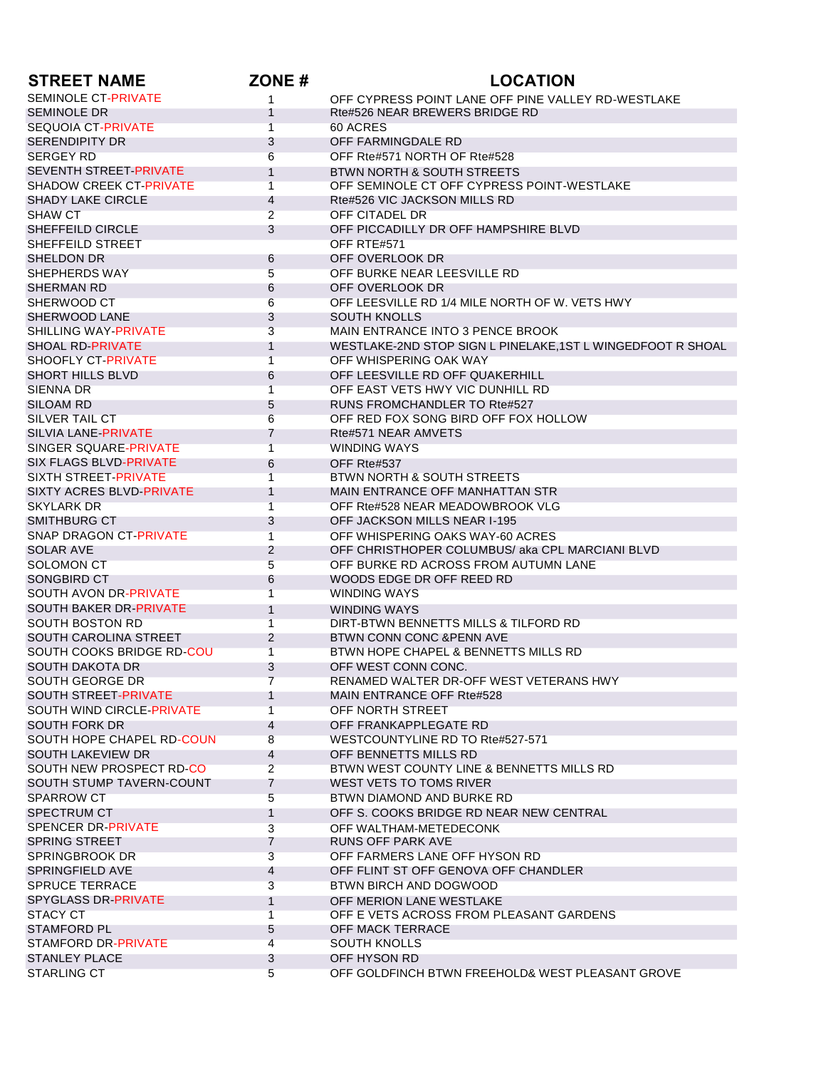| STREET NAME | ZONE # | LOCATION |
|---|---|---|
| SEMINOLE CT-PRIVATE | 1 | OFF CYPRESS POINT LANE OFF PINE VALLEY RD-WESTLAKE |
| SEMINOLE DR | 1 | Rte#526 NEAR BREWERS BRIDGE RD |
| SEQUOIA CT-PRIVATE | 1 | 60 ACRES |
| SERENDIPITY DR | 3 | OFF FARMINGDALE RD |
| SERGEY RD | 6 | OFF Rte#571 NORTH OF Rte#528 |
| SEVENTH STREET-PRIVATE | 1 | BTWN NORTH & SOUTH STREETS |
| SHADOW CREEK CT-PRIVATE | 1 | OFF SEMINOLE CT OFF CYPRESS POINT-WESTLAKE |
| SHADY LAKE CIRCLE | 4 | Rte#526 VIC JACKSON MILLS RD |
| SHAW CT | 2 | OFF CITADEL DR |
| SHEFFEILD CIRCLE | 3 | OFF PICCADILLY DR OFF HAMPSHIRE BLVD |
| SHEFFEILD STREET | | OFF RTE#571 |
| SHELDON DR | 6 | OFF OVERLOOK DR |
| SHEPHERDS WAY | 5 | OFF BURKE NEAR LEESVILLE RD |
| SHERMAN RD | 6 | OFF OVERLOOK DR |
| SHERWOOD CT | 6 | OFF LEESVILLE RD 1/4 MILE NORTH OF W. VETS HWY |
| SHERWOOD LANE | 3 | SOUTH KNOLLS |
| SHILLING WAY-PRIVATE | 3 | MAIN ENTRANCE INTO 3 PENCE BROOK |
| SHOAL RD-PRIVATE | 1 | WESTLAKE-2ND STOP SIGN L PINELAKE,1ST L WINGEDFOOT R SHOAL |
| SHOOFLY CT-PRIVATE | 1 | OFF WHISPERING OAK WAY |
| SHORT HILLS BLVD | 6 | OFF LEESVILLE RD OFF QUAKERHILL |
| SIENNA DR | 1 | OFF EAST VETS HWY VIC DUNHILL RD |
| SILOAM RD | 5 | RUNS FROMCHANDLER TO Rte#527 |
| SILVER TAIL CT | 6 | OFF RED FOX SONG BIRD OFF FOX HOLLOW |
| SILVIA LANE-PRIVATE | 7 | Rte#571 NEAR AMVETS |
| SINGER SQUARE-PRIVATE | 1 | WINDING WAYS |
| SIX FLAGS BLVD-PRIVATE | 6 | OFF Rte#537 |
| SIXTH STREET-PRIVATE | 1 | BTWN NORTH & SOUTH STREETS |
| SIXTY ACRES BLVD-PRIVATE | 1 | MAIN ENTRANCE OFF MANHATTAN STR |
| SKYLARK DR | 1 | OFF Rte#528 NEAR MEADOWBROOK VLG |
| SMITHBURG CT | 3 | OFF JACKSON MILLS NEAR I-195 |
| SNAP DRAGON CT-PRIVATE | 1 | OFF WHISPERING OAKS WAY-60 ACRES |
| SOLAR AVE | 2 | OFF CHRISTHOPER COLUMBUS/ aka CPL MARCIANI BLVD |
| SOLOMON CT | 5 | OFF BURKE RD ACROSS FROM AUTUMN LANE |
| SONGBIRD CT | 6 | WOODS EDGE DR OFF REED RD |
| SOUTH AVON DR-PRIVATE | 1 | WINDING WAYS |
| SOUTH BAKER DR-PRIVATE | 1 | WINDING WAYS |
| SOUTH BOSTON RD | 1 | DIRT-BTWN BENNETTS MILLS & TILFORD RD |
| SOUTH CAROLINA STREET | 2 | BTWN CONN CONC &PENN AVE |
| SOUTH COOKS BRIDGE RD-COU | 1 | BTWN HOPE CHAPEL & BENNETTS MILLS RD |
| SOUTH DAKOTA DR | 3 | OFF WEST CONN CONC. |
| SOUTH GEORGE DR | 7 | RENAMED WALTER DR-OFF WEST VETERANS HWY |
| SOUTH STREET-PRIVATE | 1 | MAIN ENTRANCE OFF Rte#528 |
| SOUTH WIND CIRCLE-PRIVATE | 1 | OFF NORTH STREET |
| SOUTH FORK DR | 4 | OFF FRANKAPPLEGATE RD |
| SOUTH HOPE CHAPEL RD-COUN | 8 | WESTCOUNTYLINE RD TO Rte#527-571 |
| SOUTH LAKEVIEW DR | 4 | OFF BENNETTS MILLS RD |
| SOUTH NEW PROSPECT RD-CO | 2 | BTWN WEST COUNTY LINE & BENNETTS MILLS RD |
| SOUTH STUMP TAVERN-COUNT | 7 | WEST VETS TO TOMS RIVER |
| SPARROW CT | 5 | BTWN DIAMOND AND BURKE RD |
| SPECTRUM CT | 1 | OFF S. COOKS BRIDGE RD NEAR NEW CENTRAL |
| SPENCER DR-PRIVATE | 3 | OFF WALTHAM-METEDECONK |
| SPRING STREET | 7 | RUNS OFF PARK AVE |
| SPRINGBROOK DR | 3 | OFF FARMERS LANE OFF HYSON RD |
| SPRINGFIELD AVE | 4 | OFF FLINT ST OFF GENOVA OFF CHANDLER |
| SPRUCE TERRACE | 3 | BTWN BIRCH AND DOGWOOD |
| SPYGLASS DR-PRIVATE | 1 | OFF MERION LANE WESTLAKE |
| STACY CT | 1 | OFF E VETS ACROSS FROM PLEASANT GARDENS |
| STAMFORD PL | 5 | OFF MACK TERRACE |
| STAMFORD DR-PRIVATE | 4 | SOUTH KNOLLS |
| STANLEY PLACE | 3 | OFF HYSON RD |
| STARLING CT | 5 | OFF GOLDFINCH BTWN FREEHOLD& WEST PLEASANT GROVE |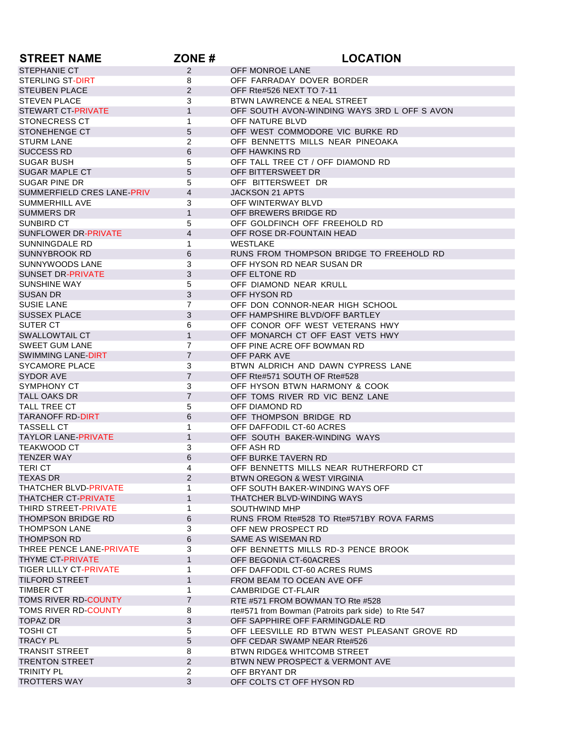| STREET NAME | ZONE # | LOCATION |
|---|---|---|
| STEPHANIE CT | 2 | OFF MONROE LANE |
| STERLING ST-DIRT | 8 | OFF FARRADAY DOVER BORDER |
| STEUBEN PLACE | 2 | OFF Rte#526 NEXT TO 7-11 |
| STEVEN PLACE | 3 | BTWN LAWRENCE & NEAL STREET |
| STEWART CT-PRIVATE | 1 | OFF SOUTH AVON-WINDING WAYS 3RD L OFF S AVON |
| STONECRESS CT | 1 | OFF NATURE BLVD |
| STONEHENGE CT | 5 | OFF WEST COMMODORE VIC BURKE RD |
| STURM LANE | 2 | OFF BENNETTS MILLS NEAR PINEOAKA |
| SUCCESS RD | 6 | OFF HAWKINS RD |
| SUGAR BUSH | 5 | OFF TALL TREE CT / OFF DIAMOND RD |
| SUGAR MAPLE CT | 5 | OFF BITTERSWEET DR |
| SUGAR PINE DR | 5 | OFF BITTERSWEET DR |
| SUMMERFIELD CRES LANE-PRIV | 4 | JACKSON 21 APTS |
| SUMMERHILL AVE | 3 | OFF WINTERWAY BLVD |
| SUMMERS DR | 1 | OFF BREWERS BRIDGE RD |
| SUNBIRD CT | 5 | OFF GOLDFINCH OFF FREEHOLD RD |
| SUNFLOWER DR-PRIVATE | 4 | OFF ROSE DR-FOUNTAIN HEAD |
| SUNNINGDALE RD | 1 | WESTLAKE |
| SUNNYBROOK RD | 6 | RUNS FROM THOMPSON BRIDGE TO FREEHOLD RD |
| SUNNYWOODS LANE | 3 | OFF HYSON RD NEAR SUSAN DR |
| SUNSET DR-PRIVATE | 3 | OFF ELTONE RD |
| SUNSHINE WAY | 5 | OFF DIAMOND NEAR KRULL |
| SUSAN DR | 3 | OFF HYSON RD |
| SUSIE LANE | 7 | OFF DON CONNOR-NEAR HIGH SCHOOL |
| SUSSEX PLACE | 3 | OFF HAMPSHIRE BLVD/OFF BARTLEY |
| SUTER CT | 6 | OFF CONOR OFF WEST VETERANS HWY |
| SWALLOWTAIL CT | 1 | OFF MONARCH CT OFF EAST VETS HWY |
| SWEET GUM LANE | 7 | OFF PINE ACRE OFF BOWMAN RD |
| SWIMMING LANE-DIRT | 7 | OFF PARK AVE |
| SYCAMORE PLACE | 3 | BTWN ALDRICH AND DAWN CYPRESS LANE |
| SYDOR AVE | 7 | OFF Rte#571 SOUTH OF Rte#528 |
| SYMPHONY CT | 3 | OFF HYSON BTWN HARMONY & COOK |
| TALL OAKS DR | 7 | OFF TOMS RIVER RD VIC BENZ LANE |
| TALL TREE CT | 5 | OFF DIAMOND RD |
| TARANOFF RD-DIRT | 6 | OFF THOMPSON BRIDGE RD |
| TASSELL CT | 1 | OFF DAFFODIL CT-60 ACRES |
| TAYLOR LANE-PRIVATE | 1 | OFF SOUTH BAKER-WINDING WAYS |
| TEAKWOOD CT | 3 | OFF ASH RD |
| TENZER WAY | 6 | OFF BURKE TAVERN RD |
| TERI CT | 4 | OFF BENNETTS MILLS NEAR RUTHERFORD CT |
| TEXAS DR | 2 | BTWN OREGON & WEST VIRGINIA |
| THATCHER BLVD-PRIVATE | 1 | OFF SOUTH BAKER-WINDING WAYS OFF |
| THATCHER CT-PRIVATE | 1 | THATCHER BLVD-WINDING WAYS |
| THIRD STREET-PRIVATE | 1 | SOUTHWIND MHP |
| THOMPSON BRIDGE RD | 6 | RUNS FROM Rte#528 TO Rte#571BY ROVA FARMS |
| THOMPSON LANE | 3 | OFF NEW PROSPECT RD |
| THOMPSON RD | 6 | SAME AS WISEMAN RD |
| THREE PENCE LANE-PRIVATE | 3 | OFF BENNETTS MILLS RD-3 PENCE BROOK |
| THYME CT-PRIVATE | 1 | OFF BEGONIA CT-60ACRES |
| TIGER LILLY CT-PRIVATE | 1 | OFF DAFFODIL CT-60 ACRES RUMS |
| TILFORD STREET | 1 | FROM BEAM TO OCEAN AVE OFF |
| TIMBER CT | 1 | CAMBRIDGE CT-FLAIR |
| TOMS RIVER RD-COUNTY | 7 | RTE #571 FROM BOWMAN TO Rte #528 |
| TOMS RIVER RD-COUNTY | 8 | rte#571 from Bowman (Patroits park side) to Rte 547 |
| TOPAZ DR | 3 | OFF SAPPHIRE OFF FARMINGDALE RD |
| TOSHI CT | 5 | OFF LEESVILLE RD BTWN WEST PLEASANT GROVE RD |
| TRACY PL | 5 | OFF CEDAR SWAMP NEAR Rte#526 |
| TRANSIT STREET | 8 | BTWN RIDGE& WHITCOMB STREET |
| TRENTON STREET | 2 | BTWN NEW PROSPECT & VERMONT AVE |
| TRINITY PL | 2 | OFF BRYANT DR |
| TROTTERS WAY | 3 | OFF COLTS CT OFF HYSON RD |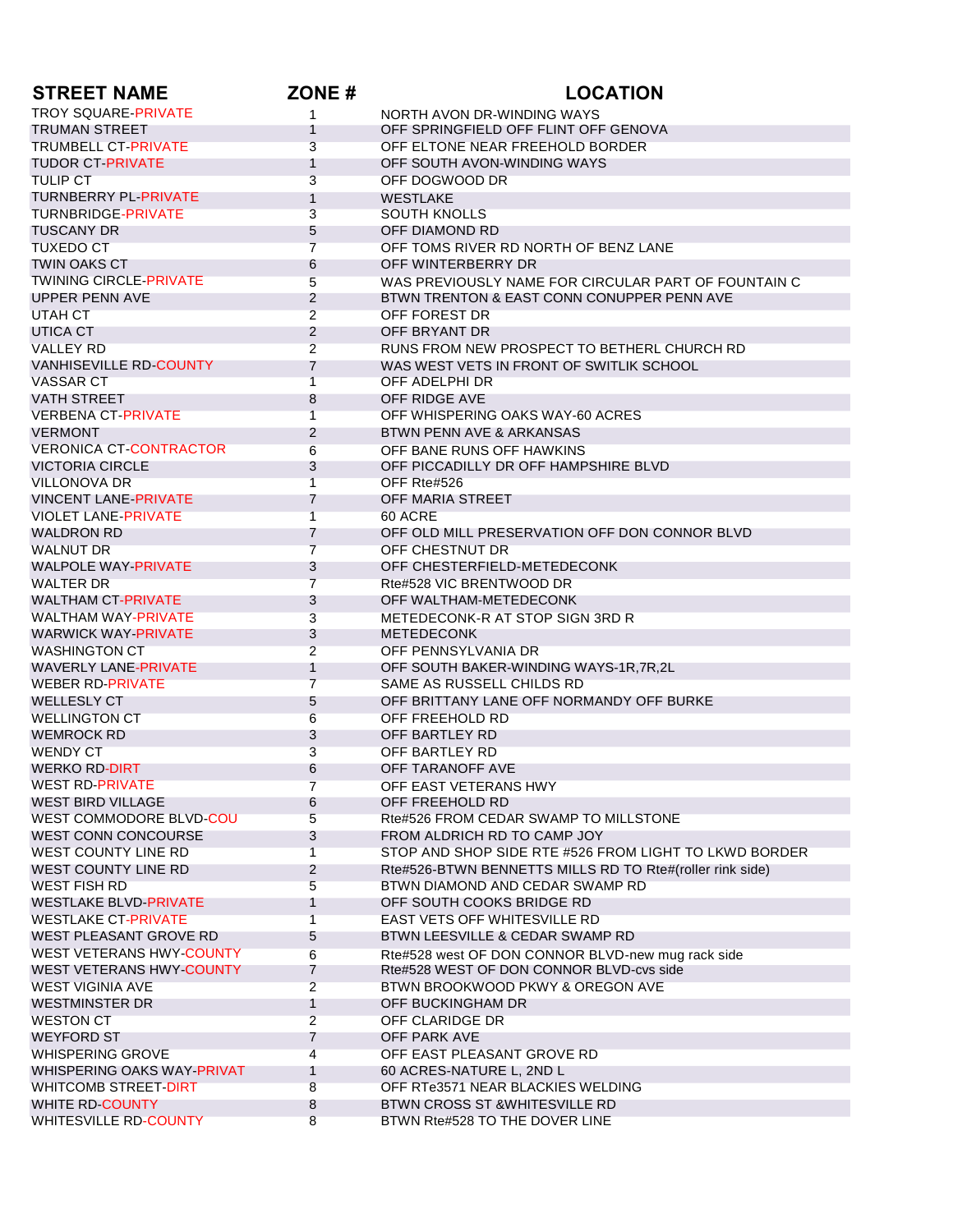| STREET NAME | ZONE # | LOCATION |
|---|---|---|
| TROY SQUARE-PRIVATE | 1 | NORTH AVON DR-WINDING WAYS |
| TRUMAN STREET | 1 | OFF SPRINGFIELD OFF FLINT OFF GENOVA |
| TRUMBELL CT-PRIVATE | 3 | OFF ELTONE NEAR FREEHOLD BORDER |
| TUDOR CT-PRIVATE | 1 | OFF SOUTH AVON-WINDING WAYS |
| TULIP CT | 3 | OFF DOGWOOD DR |
| TURNBERRY PL-PRIVATE | 1 | WESTLAKE |
| TURNBRIDGE-PRIVATE | 3 | SOUTH KNOLLS |
| TUSCANY DR | 5 | OFF DIAMOND RD |
| TUXEDO CT | 7 | OFF TOMS RIVER RD NORTH OF BENZ LANE |
| TWIN OAKS CT | 6 | OFF WINTERBERRY DR |
| TWINING CIRCLE-PRIVATE | 5 | WAS PREVIOUSLY NAME FOR CIRCULAR PART OF FOUNTAIN C |
| UPPER PENN AVE | 2 | BTWN TRENTON & EAST CONN CONUPPER PENN AVE |
| UTAH CT | 2 | OFF FOREST DR |
| UTICA CT | 2 | OFF BRYANT DR |
| VALLEY RD | 2 | RUNS FROM NEW PROSPECT TO BETHERL CHURCH RD |
| VANHISEVILLE RD-COUNTY | 7 | WAS WEST VETS IN FRONT OF SWITLIK SCHOOL |
| VASSAR CT | 1 | OFF ADELPHI DR |
| VATH STREET | 8 | OFF RIDGE AVE |
| VERBENA CT-PRIVATE | 1 | OFF WHISPERING OAKS WAY-60 ACRES |
| VERMONT | 2 | BTWN PENN AVE & ARKANSAS |
| VERONICA CT-CONTRACTOR | 6 | OFF BANE RUNS OFF HAWKINS |
| VICTORIA CIRCLE | 3 | OFF PICCADILLY DR OFF HAMPSHIRE BLVD |
| VILLONOVA DR | 1 | OFF Rte#526 |
| VINCENT LANE-PRIVATE | 7 | OFF MARIA STREET |
| VIOLET LANE-PRIVATE | 1 | 60 ACRE |
| WALDRON RD | 7 | OFF OLD MILL PRESERVATION OFF DON CONNOR BLVD |
| WALNUT DR | 7 | OFF CHESTNUT DR |
| WALPOLE WAY-PRIVATE | 3 | OFF CHESTERFIELD-METEDECONK |
| WALTER DR | 7 | Rte#528 VIC BRENTWOOD DR |
| WALTHAM CT-PRIVATE | 3 | OFF WALTHAM-METEDECONK |
| WALTHAM WAY-PRIVATE | 3 | METEDECONK-R AT STOP SIGN 3RD R |
| WARWICK WAY-PRIVATE | 3 | METEDECONK |
| WASHINGTON CT | 2 | OFF PENNSYLVANIA DR |
| WAVERLY LANE-PRIVATE | 1 | OFF SOUTH BAKER-WINDING WAYS-1R,7R,2L |
| WEBER RD-PRIVATE | 7 | SAME AS RUSSELL CHILDS RD |
| WELLESLY CT | 5 | OFF BRITTANY LANE OFF NORMANDY OFF BURKE |
| WELLINGTON CT | 6 | OFF FREEHOLD RD |
| WEMROCK RD | 3 | OFF BARTLEY RD |
| WENDY CT | 3 | OFF BARTLEY RD |
| WERKO RD-DIRT | 6 | OFF TARANOFF AVE |
| WEST RD-PRIVATE | 7 | OFF EAST VETERANS HWY |
| WEST BIRD VILLAGE | 6 | OFF FREEHOLD RD |
| WEST COMMODORE BLVD-COU | 5 | Rte#526 FROM CEDAR SWAMP TO MILLSTONE |
| WEST CONN CONCOURSE | 3 | FROM ALDRICH RD TO CAMP JOY |
| WEST COUNTY LINE RD | 1 | STOP AND SHOP SIDE RTE #526 FROM LIGHT TO LKWD BORDER |
| WEST COUNTY LINE RD | 2 | Rte#526-BTWN BENNETTS MILLS RD TO Rte#(roller rink side) |
| WEST FISH RD | 5 | BTWN DIAMOND AND CEDAR SWAMP RD |
| WESTLAKE BLVD-PRIVATE | 1 | OFF SOUTH COOKS BRIDGE RD |
| WESTLAKE CT-PRIVATE | 1 | EAST VETS OFF WHITESVILLE RD |
| WEST PLEASANT GROVE RD | 5 | BTWN LEESVILLE & CEDAR SWAMP RD |
| WEST VETERANS HWY-COUNTY | 6 | Rte#528 west OF DON CONNOR BLVD-new mug rack side |
| WEST VETERANS HWY-COUNTY | 7 | Rte#528 WEST OF DON CONNOR BLVD-cvs side |
| WEST VIGINIA AVE | 2 | BTWN BROOKWOOD PKWY & OREGON AVE |
| WESTMINSTER DR | 1 | OFF BUCKINGHAM DR |
| WESTON CT | 2 | OFF CLARIDGE DR |
| WEYFORD ST | 7 | OFF PARK AVE |
| WHISPERING GROVE | 4 | OFF EAST PLEASANT GROVE RD |
| WHISPERING OAKS WAY-PRIVAT | 1 | 60 ACRES-NATURE L, 2ND L |
| WHITCOMB STREET-DIRT | 8 | OFF RTe3571 NEAR BLACKIES WELDING |
| WHITE RD-COUNTY | 8 | BTWN CROSS ST &WHITESVILLE RD |
| WHITESVILLE RD-COUNTY | 8 | BTWN Rte#528 TO THE DOVER LINE |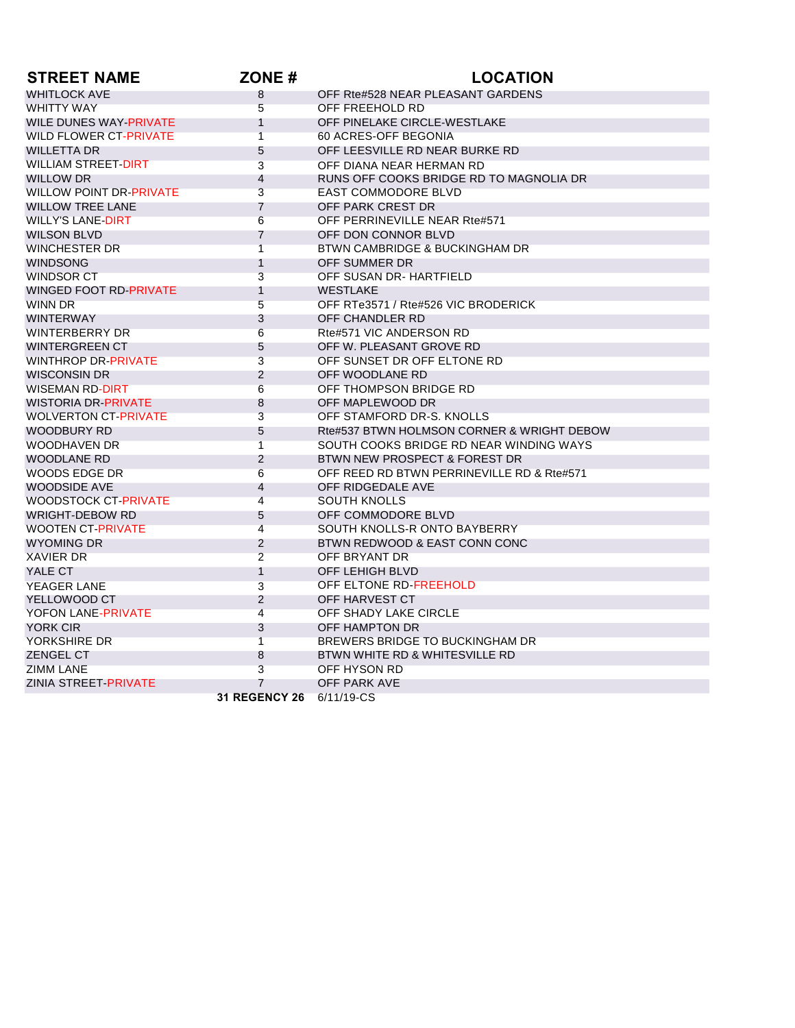| STREET NAME | ZONE # | LOCATION |
|---|---|---|
| WHITLOCK AVE | 8 | OFF Rte#528 NEAR PLEASANT GARDENS |
| WHITTY WAY | 5 | OFF FREEHOLD RD |
| WILE DUNES WAY-PRIVATE | 1 | OFF PINELAKE CIRCLE-WESTLAKE |
| WILD FLOWER CT-PRIVATE | 1 | 60 ACRES-OFF BEGONIA |
| WILLETTA DR | 5 | OFF LEESVILLE RD NEAR BURKE RD |
| WILLIAM STREET-DIRT | 3 | OFF DIANA NEAR HERMAN RD |
| WILLOW DR | 4 | RUNS OFF COOKS BRIDGE RD TO MAGNOLIA DR |
| WILLOW POINT DR-PRIVATE | 3 | EAST COMMODORE BLVD |
| WILLOW TREE LANE | 7 | OFF PARK CREST DR |
| WILLY'S LANE-DIRT | 6 | OFF PERRINEVILLE NEAR Rte#571 |
| WILSON BLVD | 7 | OFF DON CONNOR BLVD |
| WINCHESTER DR | 1 | BTWN CAMBRIDGE & BUCKINGHAM DR |
| WINDSONG | 1 | OFF SUMMER DR |
| WINDSOR CT | 3 | OFF SUSAN DR- HARTFIELD |
| WINGED FOOT RD-PRIVATE | 1 | WESTLAKE |
| WINN DR | 5 | OFF RTe3571 / Rte#526 VIC BRODERICK |
| WINTERWAY | 3 | OFF CHANDLER RD |
| WINTERBERRY DR | 6 | Rte#571 VIC ANDERSON RD |
| WINTERGREEN CT | 5 | OFF W. PLEASANT GROVE RD |
| WINTHROP DR-PRIVATE | 3 | OFF SUNSET DR OFF ELTONE RD |
| WISCONSIN DR | 2 | OFF WOODLANE RD |
| WISEMAN RD-DIRT | 6 | OFF THOMPSON BRIDGE RD |
| WISTORIA DR-PRIVATE | 8 | OFF MAPLEWOOD DR |
| WOLVERTON CT-PRIVATE | 3 | OFF STAMFORD DR-S. KNOLLS |
| WOODBURY RD | 5 | Rte#537 BTWN HOLMSON CORNER & WRIGHT DEBOW |
| WOODHAVEN DR | 1 | SOUTH COOKS BRIDGE RD NEAR WINDING WAYS |
| WOODLANE RD | 2 | BTWN NEW PROSPECT & FOREST DR |
| WOODS EDGE DR | 6 | OFF REED RD BTWN PERRINEVILLE RD & Rte#571 |
| WOODSIDE AVE | 4 | OFF RIDGEDALE AVE |
| WOODSTOCK CT-PRIVATE | 4 | SOUTH KNOLLS |
| WRIGHT-DEBOW RD | 5 | OFF COMMODORE BLVD |
| WOOTEN CT-PRIVATE | 4 | SOUTH KNOLLS-R ONTO BAYBERRY |
| WYOMING DR | 2 | BTWN REDWOOD & EAST CONN CONC |
| XAVIER DR | 2 | OFF BRYANT DR |
| YALE CT | 1 | OFF LEHIGH BLVD |
| YEAGER LANE | 3 | OFF ELTONE RD-FREEHOLD |
| YELLOWOOD CT | 2 | OFF HARVEST CT |
| YOFON LANE-PRIVATE | 4 | OFF SHADY LAKE CIRCLE |
| YORK CIR | 3 | OFF HAMPTON DR |
| YORKSHIRE DR | 1 | BREWERS BRIDGE TO BUCKINGHAM DR |
| ZENGEL CT | 8 | BTWN WHITE RD & WHITESVILLE RD |
| ZIMM LANE | 3 | OFF HYSON RD |
| ZINIA STREET-PRIVATE | 7 | OFF PARK AVE |
| | **31 REGENCY 26** | 6/11/19-CS |